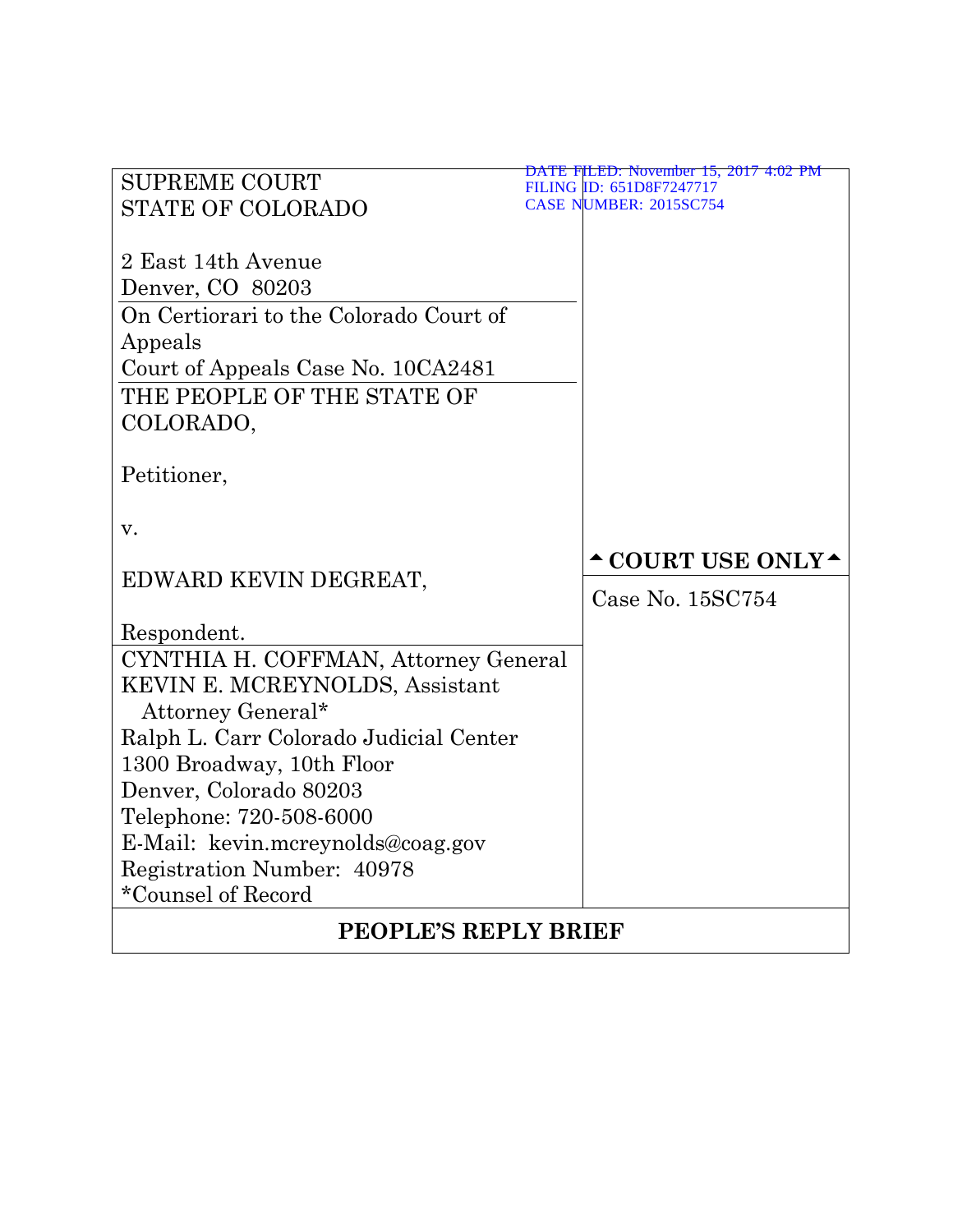DATE FILED: November 15, 2017 4:02 PM
FILING ID: 651D8F7247717
CASE NUMBER: 2015SC754

| | |
|---|---|
| SUPREME COURT<br>STATE OF COLORADO<br><br>2 East 14th Avenue<br>Denver, CO 80203 | |
| On Certiorari to the Colorado Court of Appeals<br>Court of Appeals Case No. 10CA2481 | |
| THE PEOPLE OF THE STATE OF COLORADO,<br><br>Petitioner,<br><br>v.<br><br>EDWARD KEVIN DEGREAT,<br><br>Respondent. | ▲ COURT USE ONLY ▲<br><br>Case No. 15SC754 |
| CYNTHIA H. COFFMAN, Attorney General<br>KEVIN E. MCREYNOLDS, Assistant Attorney General*<br>Ralph L. Carr Colorado Judicial Center<br>1300 Broadway, 10th Floor<br>Denver, Colorado 80203<br>Telephone: 720-508-6000<br>E-Mail: kevin.mcreynolds@coag.gov<br>Registration Number: 40978<br>*Counsel of Record | |

**PEOPLE'S REPLY BRIEF**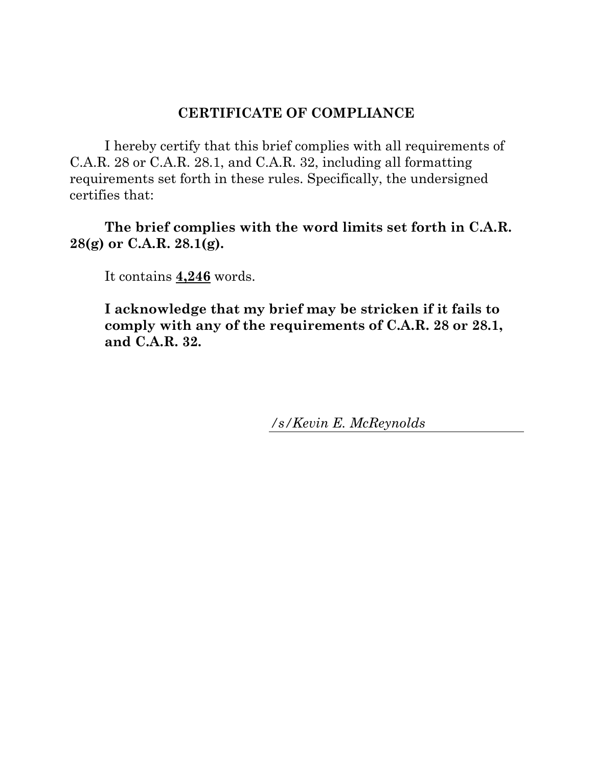## CERTIFICATE OF COMPLIANCE

I hereby certify that this brief complies with all requirements of C.A.R. 28 or C.A.R. 28.1, and C.A.R. 32, including all formatting requirements set forth in these rules. Specifically, the undersigned certifies that:

**The brief complies with the word limits set forth in C.A.R. 28(g) or C.A.R. 28.1(g).**

It contains **4,246** words.

**I acknowledge that my brief may be stricken if it fails to comply with any of the requirements of C.A.R. 28 or 28.1, and C.A.R. 32.**

*/s/Kevin E. McReynolds*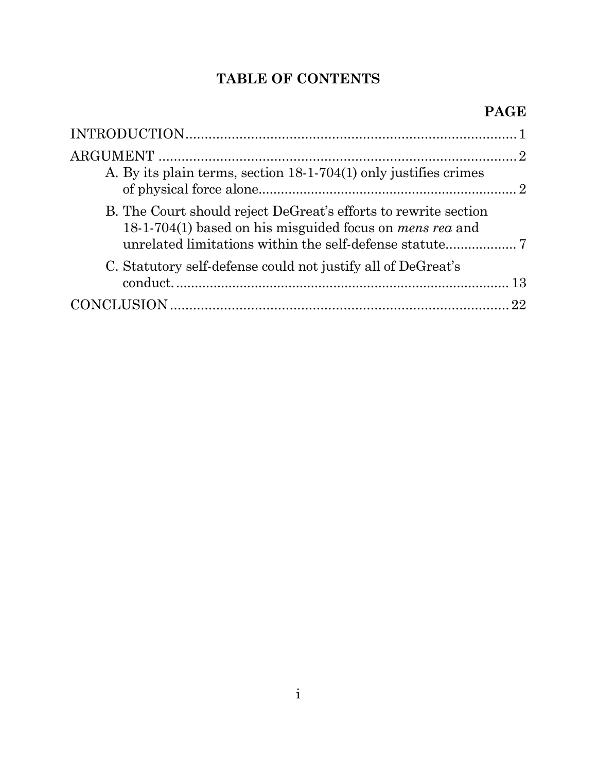# TABLE OF CONTENTS

| | PAGE |
|---|---|
| INTRODUCTION | 1 |
| ARGUMENT | 2 |
| A. By its plain terms, section 18-1-704(1) only justifies crimes of physical force alone | 2 |
| B. The Court should reject DeGreat's efforts to rewrite section 18-1-704(1) based on his misguided focus on *mens rea* and unrelated limitations within the self-defense statute | 7 |
| C. Statutory self-defense could not justify all of DeGreat's conduct. | 13 |
| CONCLUSION | 22 |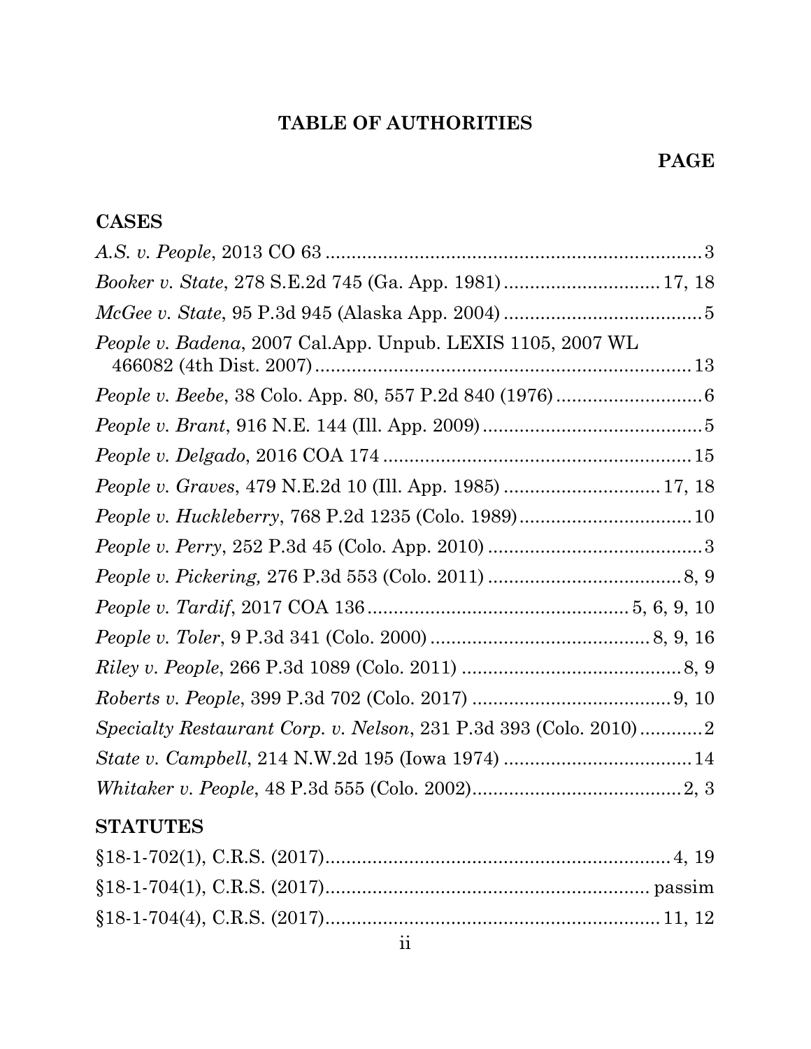# TABLE OF AUTHORITIES

**PAGE**

## CASES

*A.S. v. People*, 2013 CO 63 .......................................................................... 3

*Booker v. State*, 278 S.E.2d 745 (Ga. App. 1981) ............................ 17, 18

*McGee v. State*, 95 P.3d 945 (Alaska App. 2004) ...................................... 5

*People v. Badena*, 2007 Cal.App. Unpub. LEXIS 1105, 2007 WL 466082 (4th Dist. 2007) ........................................................................ 13

*People v. Beebe*, 38 Colo. App. 80, 557 P.2d 840 (1976) ............................ 6

*People v. Brant*, 916 N.E. 144 (Ill. App. 2009) ........................................... 5

*People v. Delgado*, 2016 COA 174 ............................................................ 15

*People v. Graves*, 479 N.E.2d 10 (Ill. App. 1985) ............................ 17, 18

*People v. Huckleberry*, 768 P.2d 1235 (Colo. 1989) ................................. 10

*People v. Perry*, 252 P.3d 45 (Colo. App. 2010) .......................................... 3

*People v. Pickering,* 276 P.3d 553 (Colo. 2011) ..................................... 8, 9

*People v. Tardif*, 2017 COA 136 .................................................. 5, 6, 9, 10

*People v. Toler*, 9 P.3d 341 (Colo. 2000) .......................................... 8, 9, 16

*Riley v. People*, 266 P.3d 1089 (Colo. 2011) .......................................... 8, 9

*Roberts v. People*, 399 P.3d 702 (Colo. 2017) ...................................... 9, 10

*Specialty Restaurant Corp. v. Nelson*, 231 P.3d 393 (Colo. 2010) ............ 2

*State v. Campbell*, 214 N.W.2d 195 (Iowa 1974) .................................... 14

*Whitaker v. People*, 48 P.3d 555 (Colo. 2002) ........................................ 2, 3

## STATUTES

§18-1-702(1), C.R.S. (2017) .................................................................. 4, 19

§18-1-704(1), C.R.S. (2017) .............................................................. passim

§18-1-704(4), C.R.S. (2017) ................................................................ 11, 12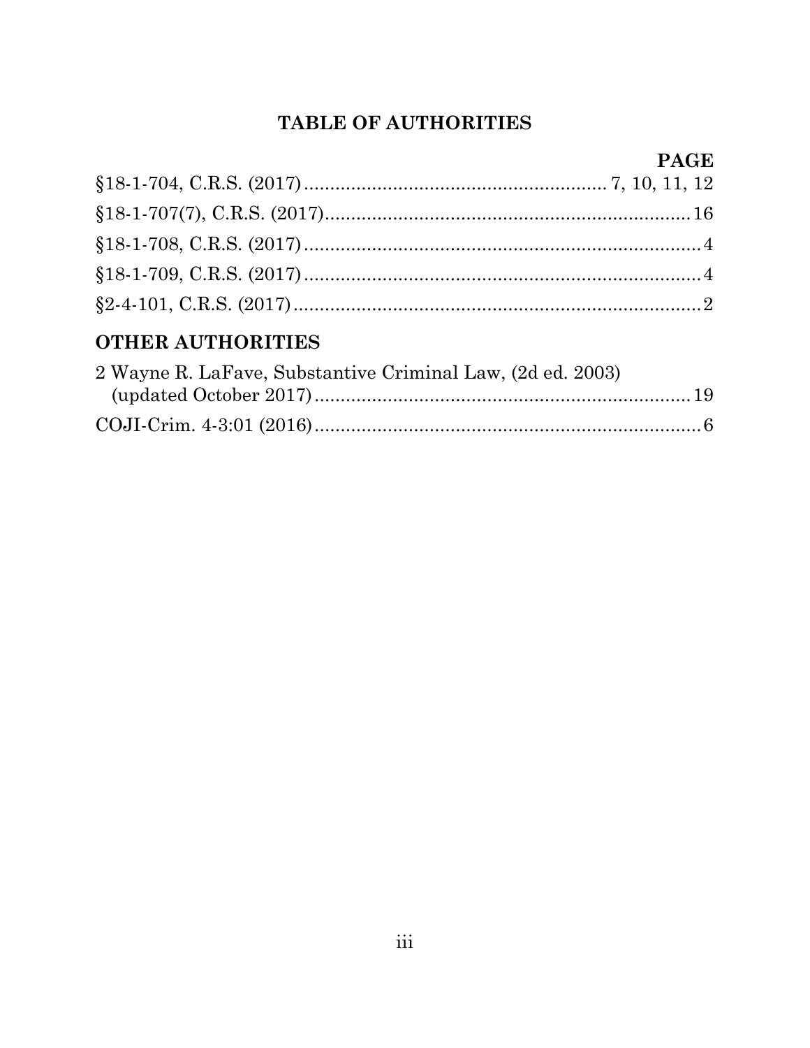# TABLE OF AUTHORITIES

| | PAGE |
|---|---|
| §18-1-704, C.R.S. (2017) | 7, 10, 11, 12 |
| §18-1-707(7), C.R.S. (2017) | 16 |
| §18-1-708, C.R.S. (2017) | 4 |
| §18-1-709, C.R.S. (2017) | 4 |
| §2-4-101, C.R.S. (2017) | 2 |

## OTHER AUTHORITIES

| | |
|---|---|
| 2 Wayne R. LaFave, Substantive Criminal Law, (2d ed. 2003) (updated October 2017) | 19 |
| COJI-Crim. 4-3:01 (2016) | 6 |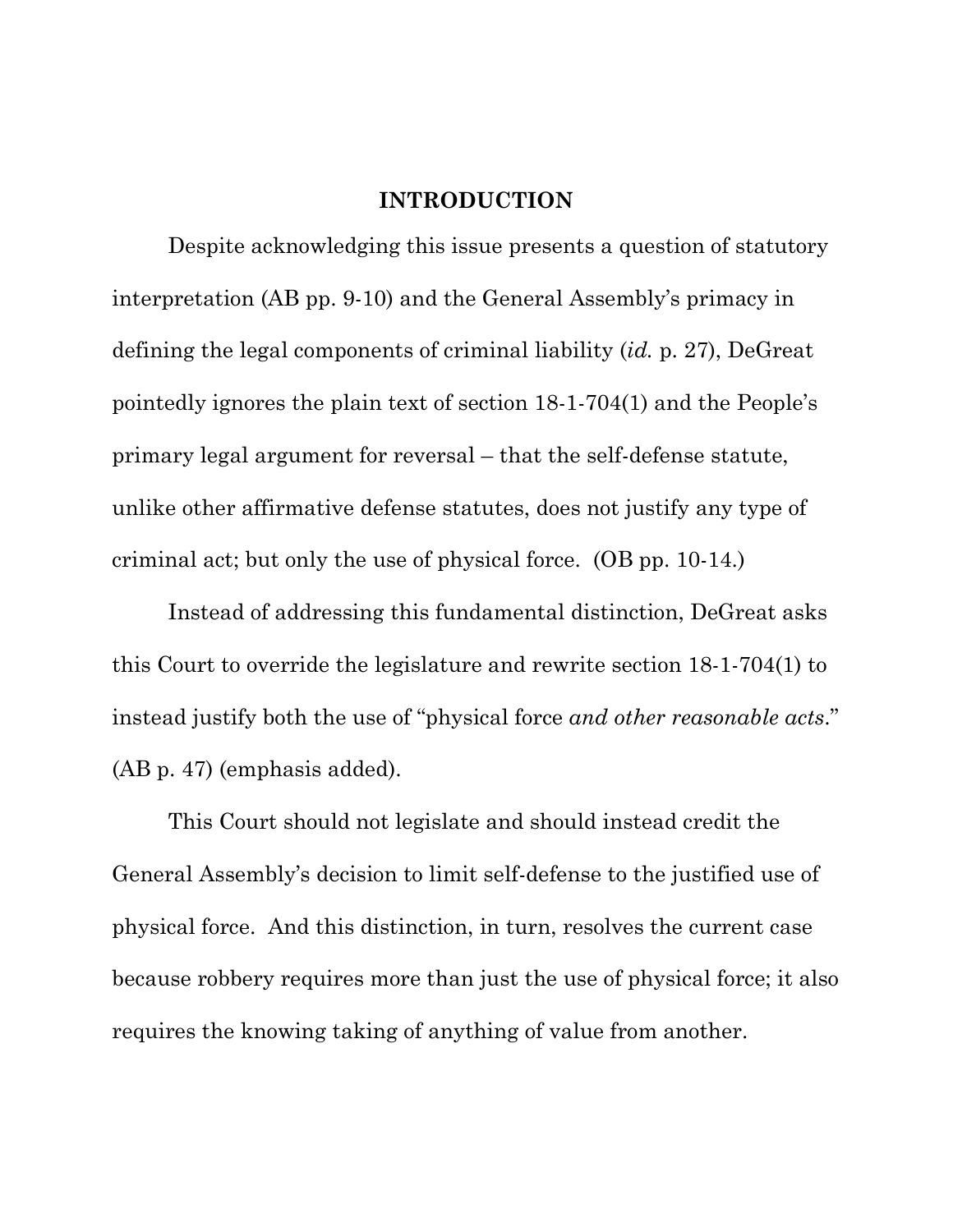## INTRODUCTION

Despite acknowledging this issue presents a question of statutory interpretation (AB pp. 9-10) and the General Assembly's primacy in defining the legal components of criminal liability (*id.* p. 27), DeGreat pointedly ignores the plain text of section 18-1-704(1) and the People's primary legal argument for reversal – that the self-defense statute, unlike other affirmative defense statutes, does not justify any type of criminal act; but only the use of physical force. (OB pp. 10-14.)

Instead of addressing this fundamental distinction, DeGreat asks this Court to override the legislature and rewrite section 18-1-704(1) to instead justify both the use of "physical force *and other reasonable acts*." (AB p. 47) (emphasis added).

This Court should not legislate and should instead credit the General Assembly's decision to limit self-defense to the justified use of physical force. And this distinction, in turn, resolves the current case because robbery requires more than just the use of physical force; it also requires the knowing taking of anything of value from another.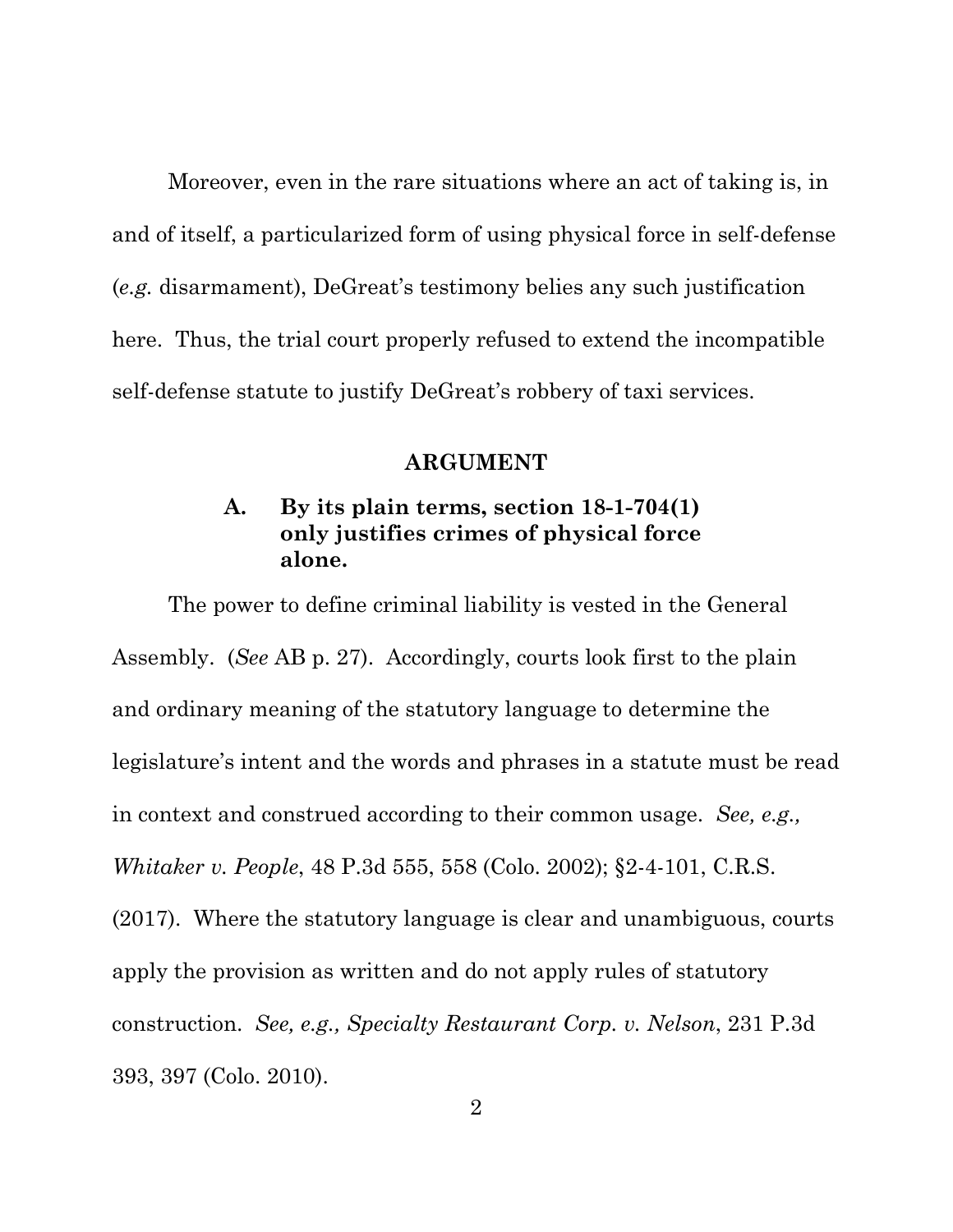Moreover, even in the rare situations where an act of taking is, in and of itself, a particularized form of using physical force in self-defense (*e.g.* disarmament), DeGreat's testimony belies any such justification here. Thus, the trial court properly refused to extend the incompatible self-defense statute to justify DeGreat's robbery of taxi services.

## ARGUMENT

### A. By its plain terms, section 18-1-704(1) only justifies crimes of physical force alone.

The power to define criminal liability is vested in the General Assembly. (*See* AB p. 27). Accordingly, courts look first to the plain and ordinary meaning of the statutory language to determine the legislature's intent and the words and phrases in a statute must be read in context and construed according to their common usage. *See, e.g., Whitaker v. People*, 48 P.3d 555, 558 (Colo. 2002); §2-4-101, C.R.S. (2017). Where the statutory language is clear and unambiguous, courts apply the provision as written and do not apply rules of statutory construction. *See, e.g., Specialty Restaurant Corp. v. Nelson*, 231 P.3d 393, 397 (Colo. 2010).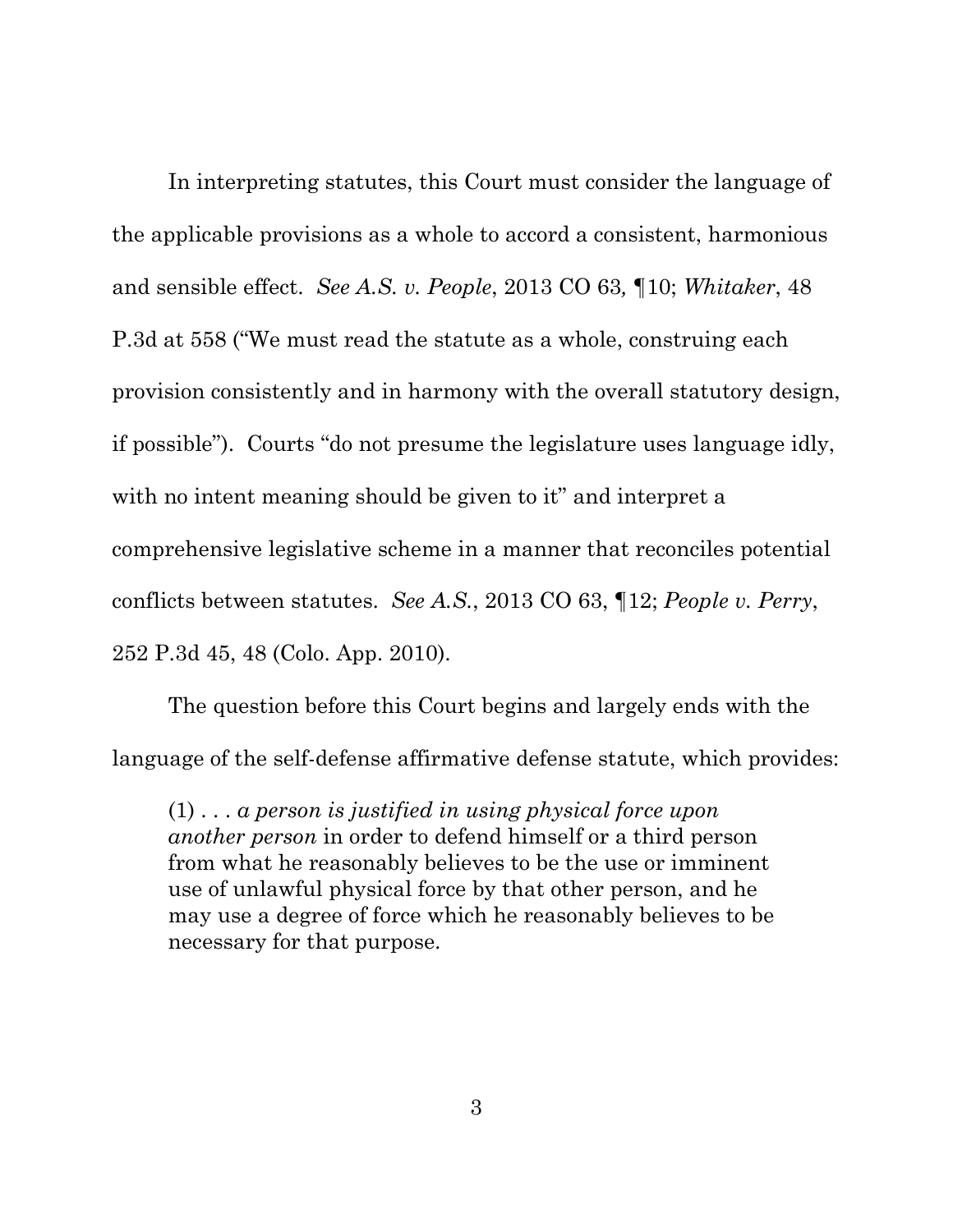In interpreting statutes, this Court must consider the language of the applicable provisions as a whole to accord a consistent, harmonious and sensible effect. *See A.S. v. People*, 2013 CO 63*,* ¶10; *Whitaker*, 48 P.3d at 558 ("We must read the statute as a whole, construing each provision consistently and in harmony with the overall statutory design, if possible"). Courts "do not presume the legislature uses language idly, with no intent meaning should be given to it" and interpret a comprehensive legislative scheme in a manner that reconciles potential conflicts between statutes. *See A.S.*, 2013 CO 63, ¶12; *People v. Perry*, 252 P.3d 45, 48 (Colo. App. 2010).

The question before this Court begins and largely ends with the language of the self-defense affirmative defense statute, which provides:

> (1) . . . *a person is justified in using physical force upon another person* in order to defend himself or a third person from what he reasonably believes to be the use or imminent use of unlawful physical force by that other person, and he may use a degree of force which he reasonably believes to be necessary for that purpose.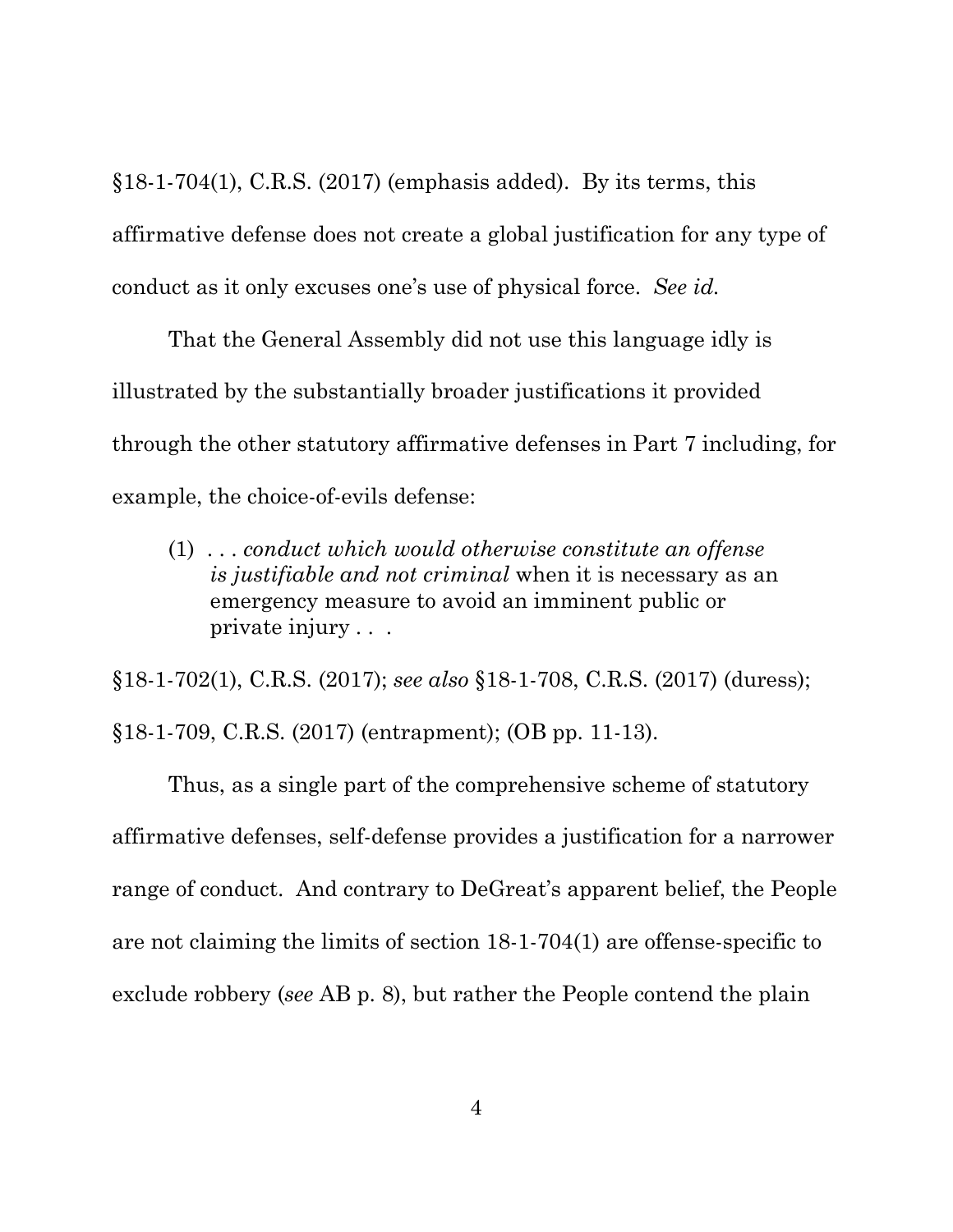§18-1-704(1), C.R.S. (2017) (emphasis added). By its terms, this affirmative defense does not create a global justification for any type of conduct as it only excuses one's use of physical force. *See id.*

That the General Assembly did not use this language idly is illustrated by the substantially broader justifications it provided through the other statutory affirmative defenses in Part 7 including, for example, the choice-of-evils defense:

> (1) . . . *conduct which would otherwise constitute an offense is justifiable and not criminal* when it is necessary as an emergency measure to avoid an imminent public or private injury . . .

§18-1-702(1), C.R.S. (2017); *see also* §18-1-708, C.R.S. (2017) (duress); §18-1-709, C.R.S. (2017) (entrapment); (OB pp. 11-13).

Thus, as a single part of the comprehensive scheme of statutory affirmative defenses, self-defense provides a justification for a narrower range of conduct. And contrary to DeGreat's apparent belief, the People are not claiming the limits of section 18-1-704(1) are offense-specific to exclude robbery (*see* AB p. 8), but rather the People contend the plain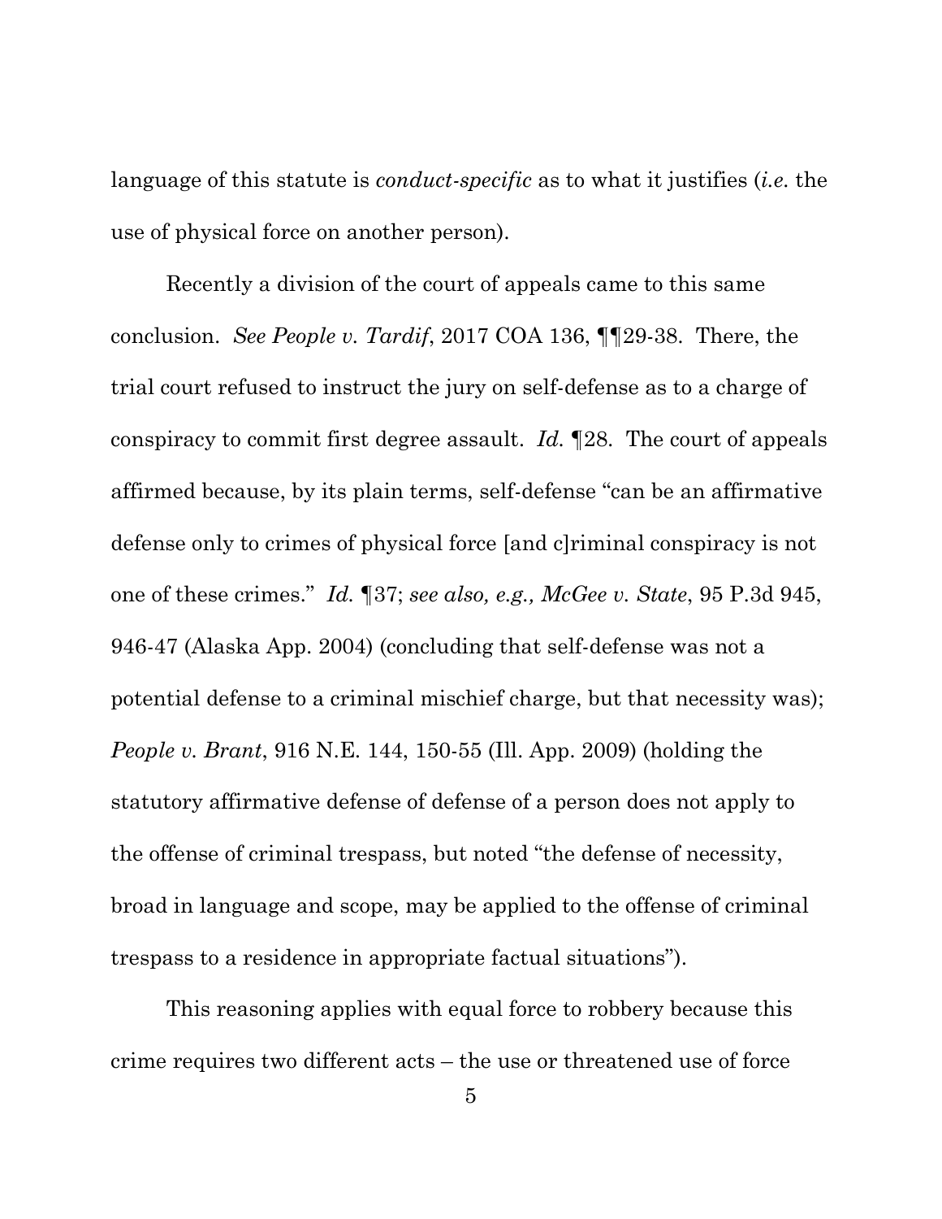language of this statute is *conduct-specific* as to what it justifies (*i.e.* the use of physical force on another person).

Recently a division of the court of appeals came to this same conclusion. *See People v. Tardif*, 2017 COA 136, ¶¶29-38. There, the trial court refused to instruct the jury on self-defense as to a charge of conspiracy to commit first degree assault. *Id.* ¶28. The court of appeals affirmed because, by its plain terms, self-defense "can be an affirmative defense only to crimes of physical force [and c]riminal conspiracy is not one of these crimes." *Id.* ¶37; *see also, e.g., McGee v. State*, 95 P.3d 945, 946-47 (Alaska App. 2004) (concluding that self-defense was not a potential defense to a criminal mischief charge, but that necessity was); *People v. Brant*, 916 N.E. 144, 150-55 (Ill. App. 2009) (holding the statutory affirmative defense of defense of a person does not apply to the offense of criminal trespass, but noted "the defense of necessity, broad in language and scope, may be applied to the offense of criminal trespass to a residence in appropriate factual situations").

This reasoning applies with equal force to robbery because this crime requires two different acts – the use or threatened use of force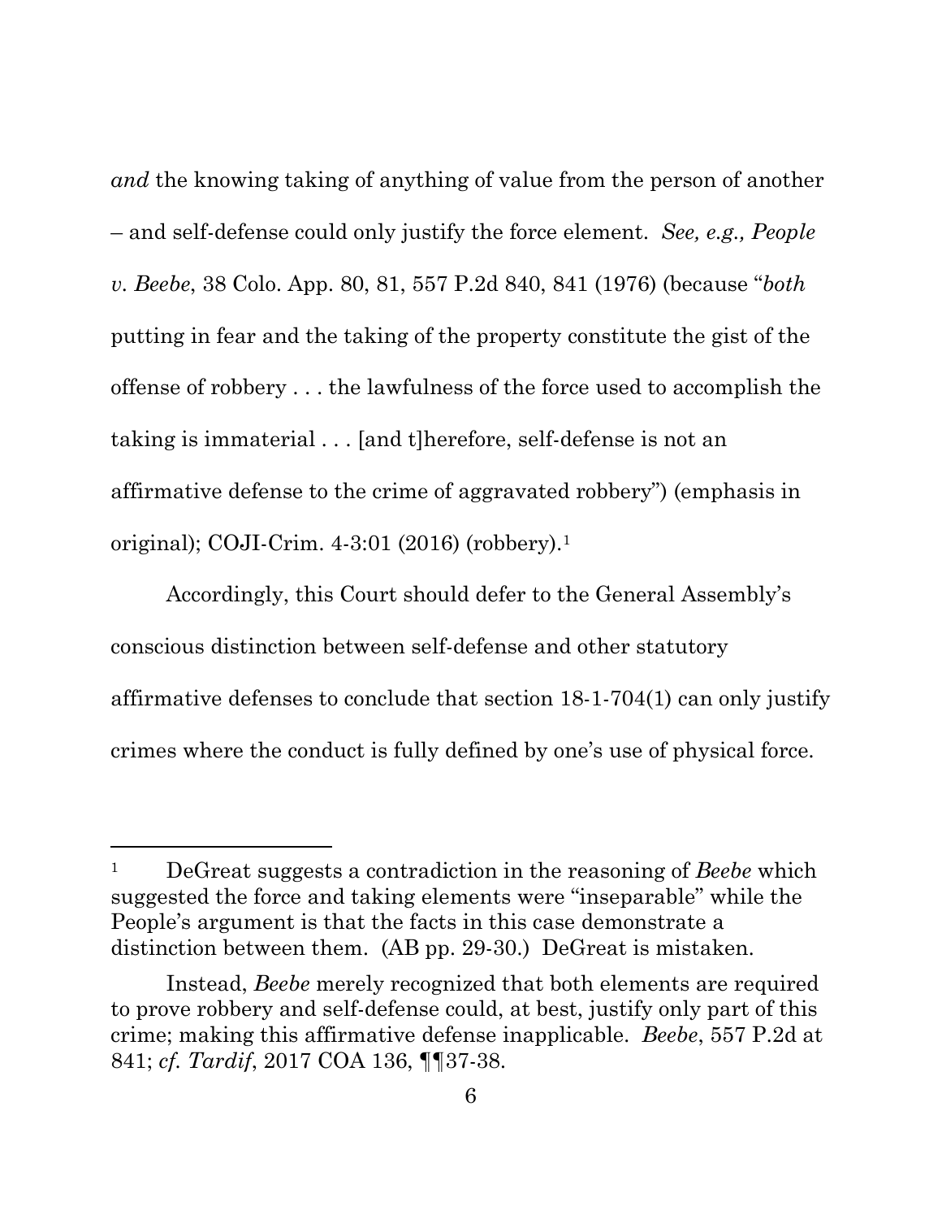*and* the knowing taking of anything of value from the person of another – and self-defense could only justify the force element. *See, e.g., People v. Beebe*, 38 Colo. App. 80, 81, 557 P.2d 840, 841 (1976) (because "*both* putting in fear and the taking of the property constitute the gist of the offense of robbery . . . the lawfulness of the force used to accomplish the taking is immaterial . . . [and t]herefore, self-defense is not an affirmative defense to the crime of aggravated robbery") (emphasis in original); COJI-Crim. 4-3:01 (2016) (robbery).[1]

Accordingly, this Court should defer to the General Assembly's conscious distinction between self-defense and other statutory affirmative defenses to conclude that section 18-1-704(1) can only justify crimes where the conduct is fully defined by one's use of physical force.

---

[1] DeGreat suggests a contradiction in the reasoning of *Beebe* which suggested the force and taking elements were "inseparable" while the People's argument is that the facts in this case demonstrate a distinction between them. (AB pp. 29-30.) DeGreat is mistaken.

Instead, *Beebe* merely recognized that both elements are required to prove robbery and self-defense could, at best, justify only part of this crime; making this affirmative defense inapplicable. *Beebe*, 557 P.2d at 841; *cf. Tardif*, 2017 COA 136, ¶¶37-38.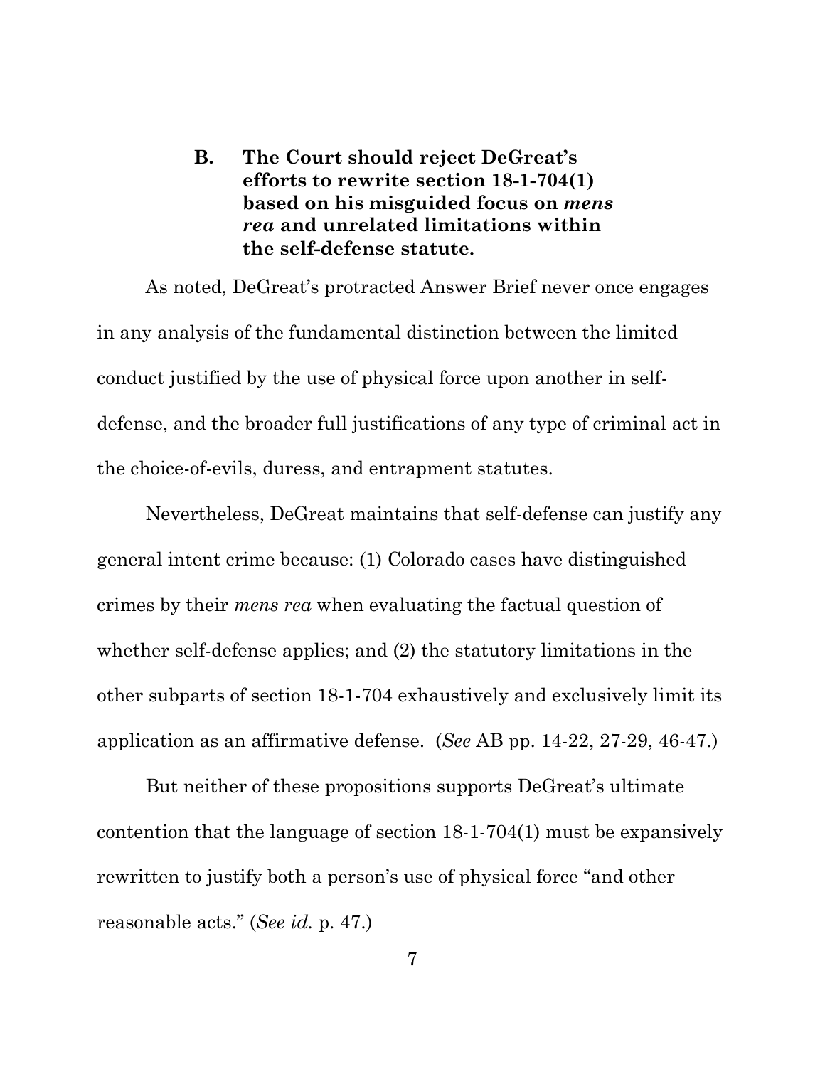### B. The Court should reject DeGreat's efforts to rewrite section 18-1-704(1) based on his misguided focus on *mens rea* and unrelated limitations within the self-defense statute.

As noted, DeGreat's protracted Answer Brief never once engages in any analysis of the fundamental distinction between the limited conduct justified by the use of physical force upon another in self-defense, and the broader full justifications of any type of criminal act in the choice-of-evils, duress, and entrapment statutes.

Nevertheless, DeGreat maintains that self-defense can justify any general intent crime because: (1) Colorado cases have distinguished crimes by their *mens rea* when evaluating the factual question of whether self-defense applies; and (2) the statutory limitations in the other subparts of section 18-1-704 exhaustively and exclusively limit its application as an affirmative defense. (*See* AB pp. 14-22, 27-29, 46-47.)

But neither of these propositions supports DeGreat's ultimate contention that the language of section 18-1-704(1) must be expansively rewritten to justify both a person's use of physical force "and other reasonable acts." (*See id.* p. 47.)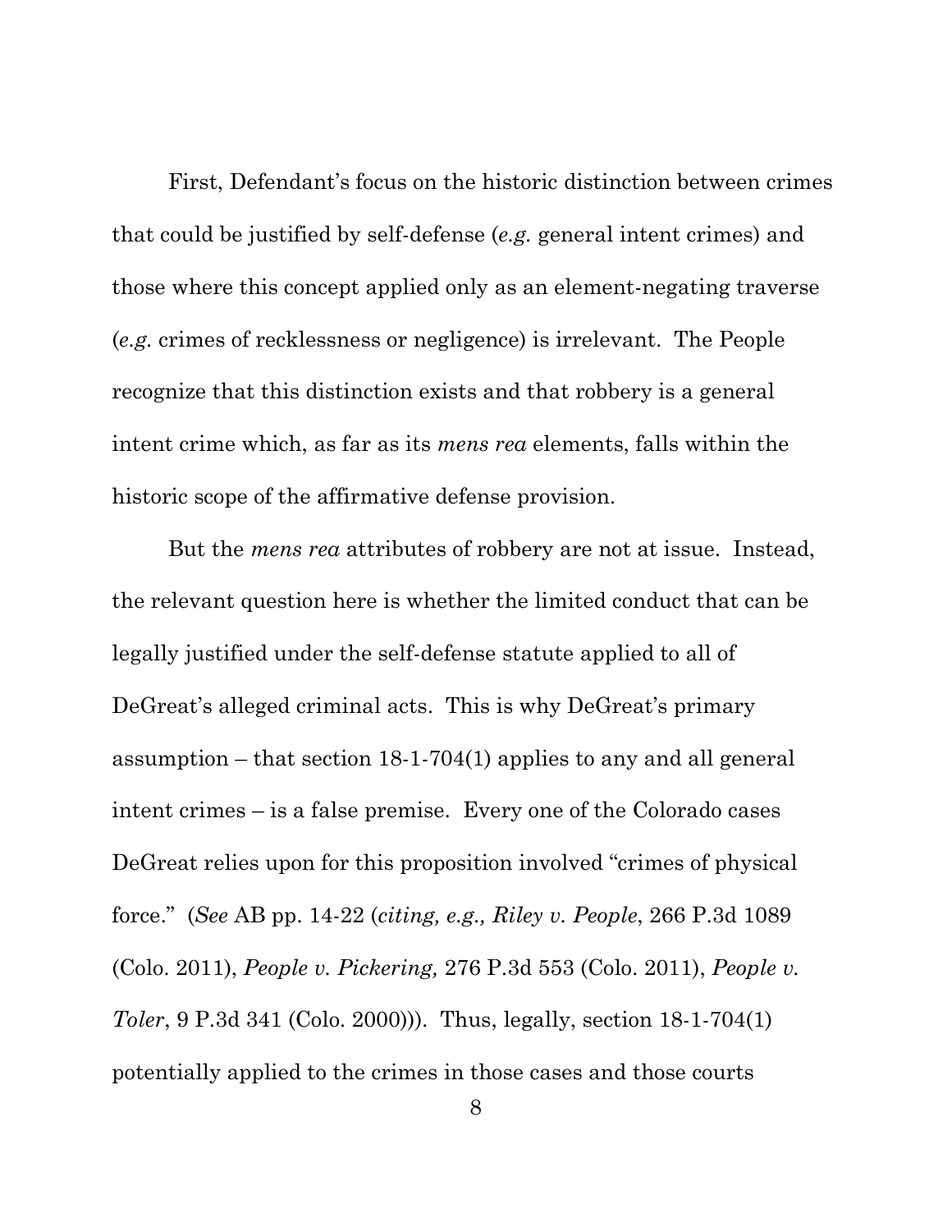First, Defendant's focus on the historic distinction between crimes that could be justified by self-defense (*e.g.* general intent crimes) and those where this concept applied only as an element-negating traverse (*e.g.* crimes of recklessness or negligence) is irrelevant. The People recognize that this distinction exists and that robbery is a general intent crime which, as far as its *mens rea* elements, falls within the historic scope of the affirmative defense provision.

But the *mens rea* attributes of robbery are not at issue. Instead, the relevant question here is whether the limited conduct that can be legally justified under the self-defense statute applied to all of DeGreat's alleged criminal acts. This is why DeGreat's primary assumption – that section 18-1-704(1) applies to any and all general intent crimes – is a false premise. Every one of the Colorado cases DeGreat relies upon for this proposition involved "crimes of physical force." (*See* AB pp. 14-22 (*citing, e.g., Riley v. People*, 266 P.3d 1089 (Colo. 2011), *People v. Pickering,* 276 P.3d 553 (Colo. 2011), *People v. Toler*, 9 P.3d 341 (Colo. 2000))). Thus, legally, section 18-1-704(1) potentially applied to the crimes in those cases and those courts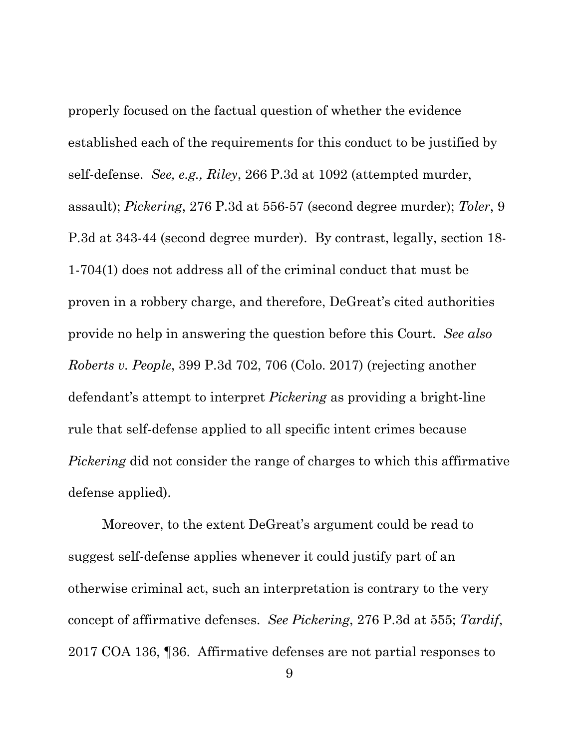properly focused on the factual question of whether the evidence established each of the requirements for this conduct to be justified by self-defense. *See, e.g., Riley*, 266 P.3d at 1092 (attempted murder, assault); *Pickering*, 276 P.3d at 556-57 (second degree murder); *Toler*, 9 P.3d at 343-44 (second degree murder). By contrast, legally, section 18-1-704(1) does not address all of the criminal conduct that must be proven in a robbery charge, and therefore, DeGreat's cited authorities provide no help in answering the question before this Court. *See also Roberts v. People*, 399 P.3d 702, 706 (Colo. 2017) (rejecting another defendant's attempt to interpret *Pickering* as providing a bright-line rule that self-defense applied to all specific intent crimes because *Pickering* did not consider the range of charges to which this affirmative defense applied).

Moreover, to the extent DeGreat's argument could be read to suggest self-defense applies whenever it could justify part of an otherwise criminal act, such an interpretation is contrary to the very concept of affirmative defenses. *See Pickering*, 276 P.3d at 555; *Tardif*, 2017 COA 136, ¶36. Affirmative defenses are not partial responses to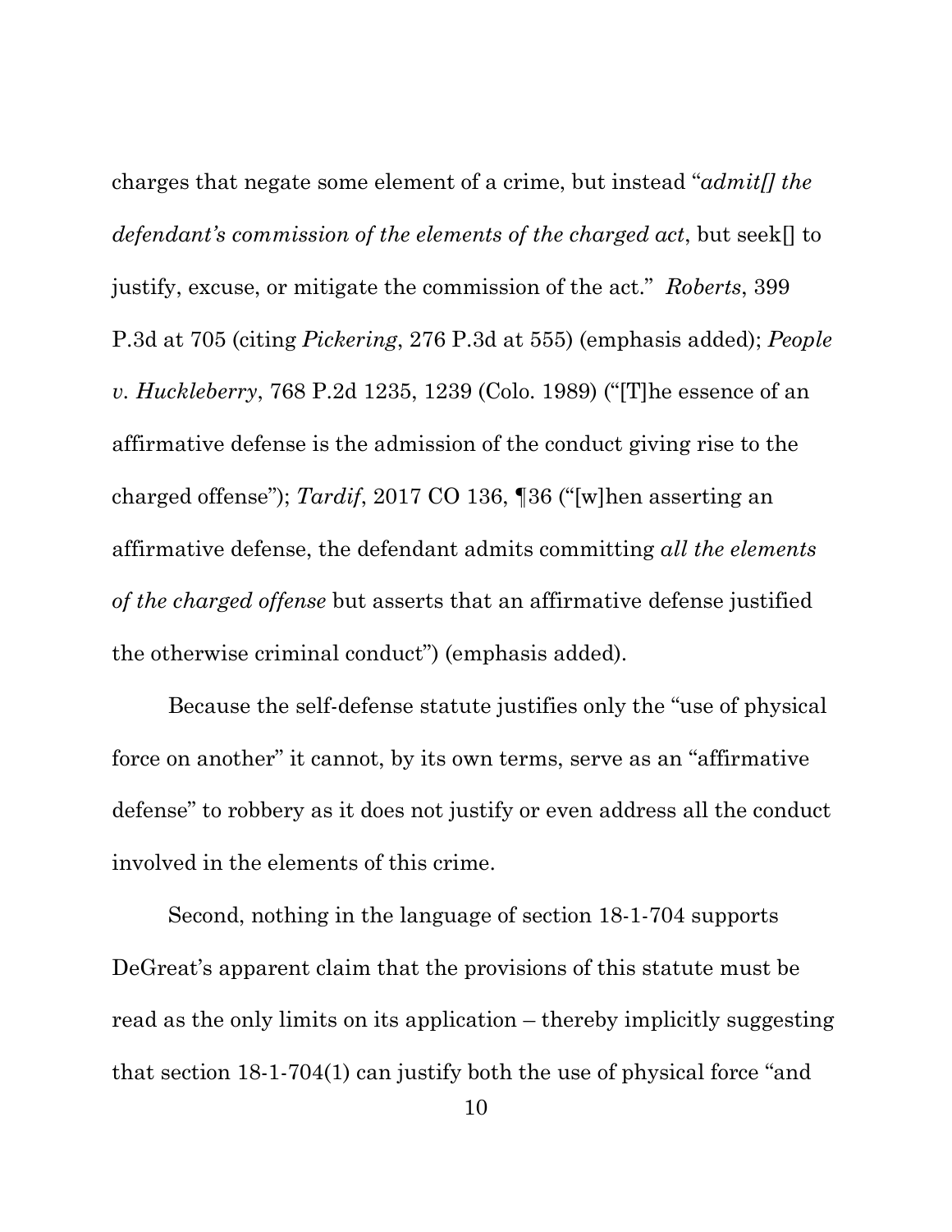charges that negate some element of a crime, but instead "*admit[] the defendant's commission of the elements of the charged act*, but seek[] to justify, excuse, or mitigate the commission of the act." *Roberts*, 399 P.3d at 705 (citing *Pickering*, 276 P.3d at 555) (emphasis added); *People v. Huckleberry*, 768 P.2d 1235, 1239 (Colo. 1989) ("[T]he essence of an affirmative defense is the admission of the conduct giving rise to the charged offense"); *Tardif*, 2017 CO 136, ¶36 ("[w]hen asserting an affirmative defense, the defendant admits committing *all the elements of the charged offense* but asserts that an affirmative defense justified the otherwise criminal conduct") (emphasis added).

Because the self-defense statute justifies only the "use of physical force on another" it cannot, by its own terms, serve as an "affirmative defense" to robbery as it does not justify or even address all the conduct involved in the elements of this crime.

Second, nothing in the language of section 18-1-704 supports DeGreat's apparent claim that the provisions of this statute must be read as the only limits on its application – thereby implicitly suggesting that section 18-1-704(1) can justify both the use of physical force "and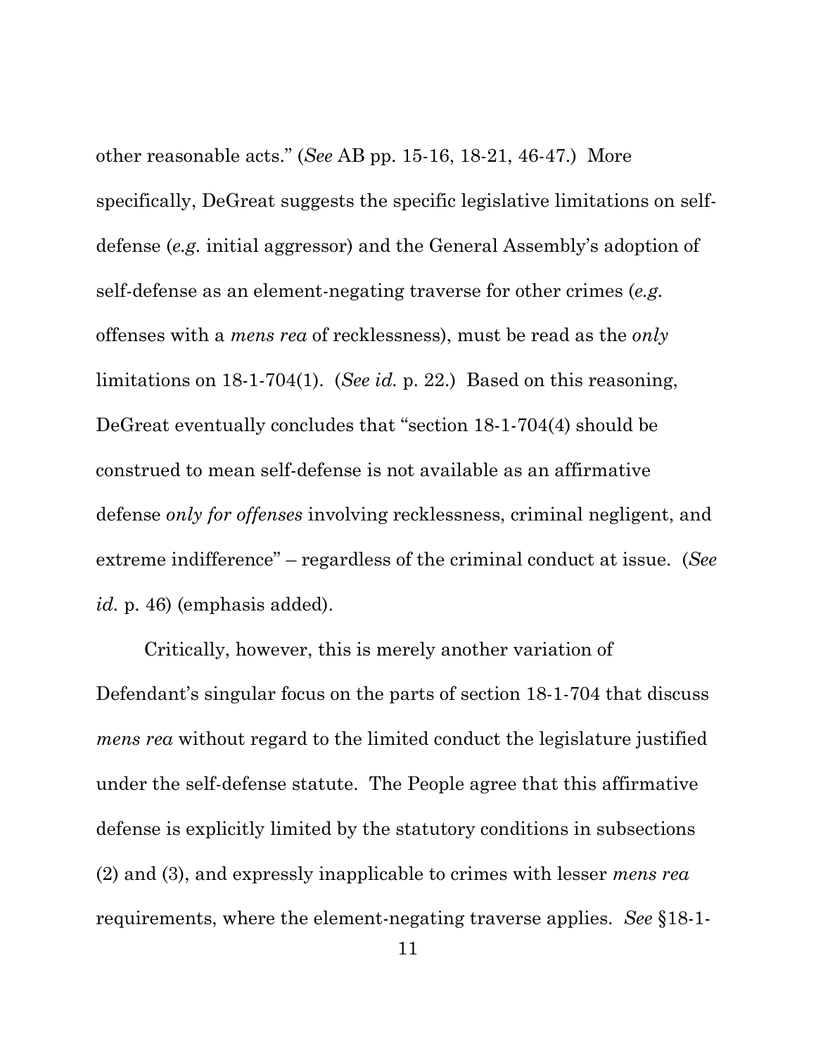other reasonable acts." (*See* AB pp. 15-16, 18-21, 46-47.) More specifically, DeGreat suggests the specific legislative limitations on self-defense (*e.g.* initial aggressor) and the General Assembly's adoption of self-defense as an element-negating traverse for other crimes (*e.g.* offenses with a *mens rea* of recklessness), must be read as the *only* limitations on 18-1-704(1). (*See id.* p. 22.) Based on this reasoning, DeGreat eventually concludes that "section 18-1-704(4) should be construed to mean self-defense is not available as an affirmative defense *only for offenses* involving recklessness, criminal negligent, and extreme indifference" – regardless of the criminal conduct at issue. (*See id.* p. 46) (emphasis added).

Critically, however, this is merely another variation of Defendant's singular focus on the parts of section 18-1-704 that discuss *mens rea* without regard to the limited conduct the legislature justified under the self-defense statute. The People agree that this affirmative defense is explicitly limited by the statutory conditions in subsections (2) and (3), and expressly inapplicable to crimes with lesser *mens rea* requirements, where the element-negating traverse applies. *See* §18-1-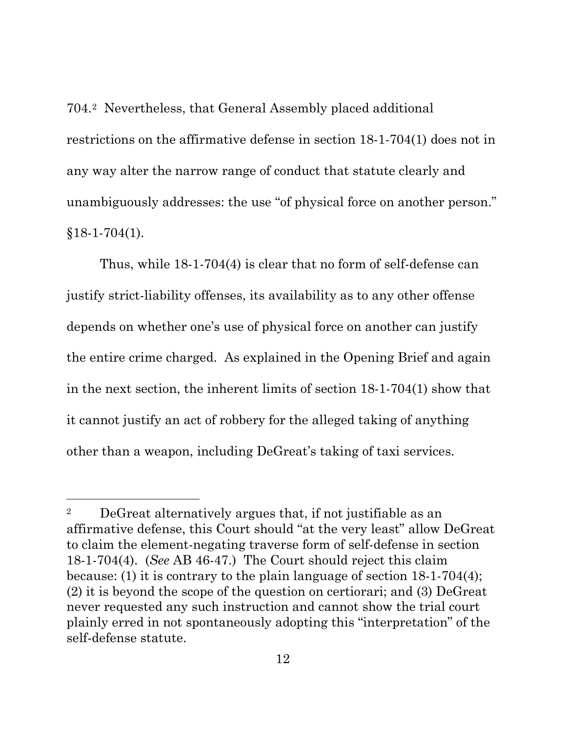704.[2] Nevertheless, that General Assembly placed additional restrictions on the affirmative defense in section 18-1-704(1) does not in any way alter the narrow range of conduct that statute clearly and unambiguously addresses: the use "of physical force on another person." §18-1-704(1).

Thus, while 18-1-704(4) is clear that no form of self-defense can justify strict-liability offenses, its availability as to any other offense depends on whether one's use of physical force on another can justify the entire crime charged. As explained in the Opening Brief and again in the next section, the inherent limits of section 18-1-704(1) show that it cannot justify an act of robbery for the alleged taking of anything other than a weapon, including DeGreat's taking of taxi services.

---

[2] DeGreat alternatively argues that, if not justifiable as an affirmative defense, this Court should "at the very least" allow DeGreat to claim the element-negating traverse form of self-defense in section 18-1-704(4). (*See* AB 46-47.) The Court should reject this claim because: (1) it is contrary to the plain language of section 18-1-704(4); (2) it is beyond the scope of the question on certiorari; and (3) DeGreat never requested any such instruction and cannot show the trial court plainly erred in not spontaneously adopting this "interpretation" of the self-defense statute.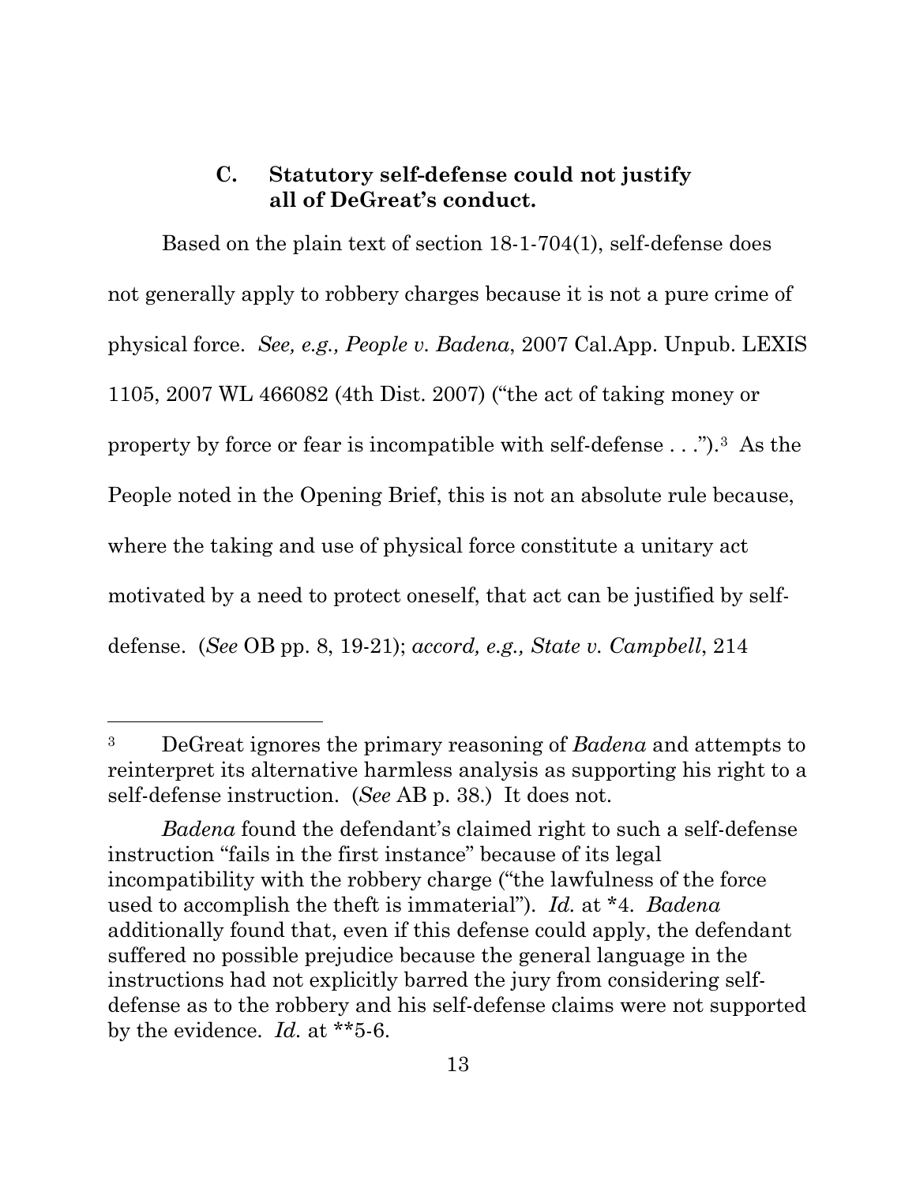### C. Statutory self-defense could not justify all of DeGreat's conduct.

Based on the plain text of section 18-1-704(1), self-defense does not generally apply to robbery charges because it is not a pure crime of physical force. *See, e.g., People v. Badena*, 2007 Cal.App. Unpub. LEXIS 1105, 2007 WL 466082 (4th Dist. 2007) ("the act of taking money or property by force or fear is incompatible with self-defense . . .").[3] As the People noted in the Opening Brief, this is not an absolute rule because, where the taking and use of physical force constitute a unitary act motivated by a need to protect oneself, that act can be justified by self-defense. (*See* OB pp. 8, 19-21); *accord, e.g., State v. Campbell*, 214

---

[3] DeGreat ignores the primary reasoning of *Badena* and attempts to reinterpret its alternative harmless analysis as supporting his right to a self-defense instruction. (*See* AB p. 38.) It does not.

*Badena* found the defendant's claimed right to such a self-defense instruction "fails in the first instance" because of its legal incompatibility with the robbery charge ("the lawfulness of the force used to accomplish the theft is immaterial"). *Id.* at *4. *Badena* additionally found that, even if this defense could apply, the defendant suffered no possible prejudice because the general language in the instructions had not explicitly barred the jury from considering self-defense as to the robbery and his self-defense claims were not supported by the evidence. *Id.* at **5-6.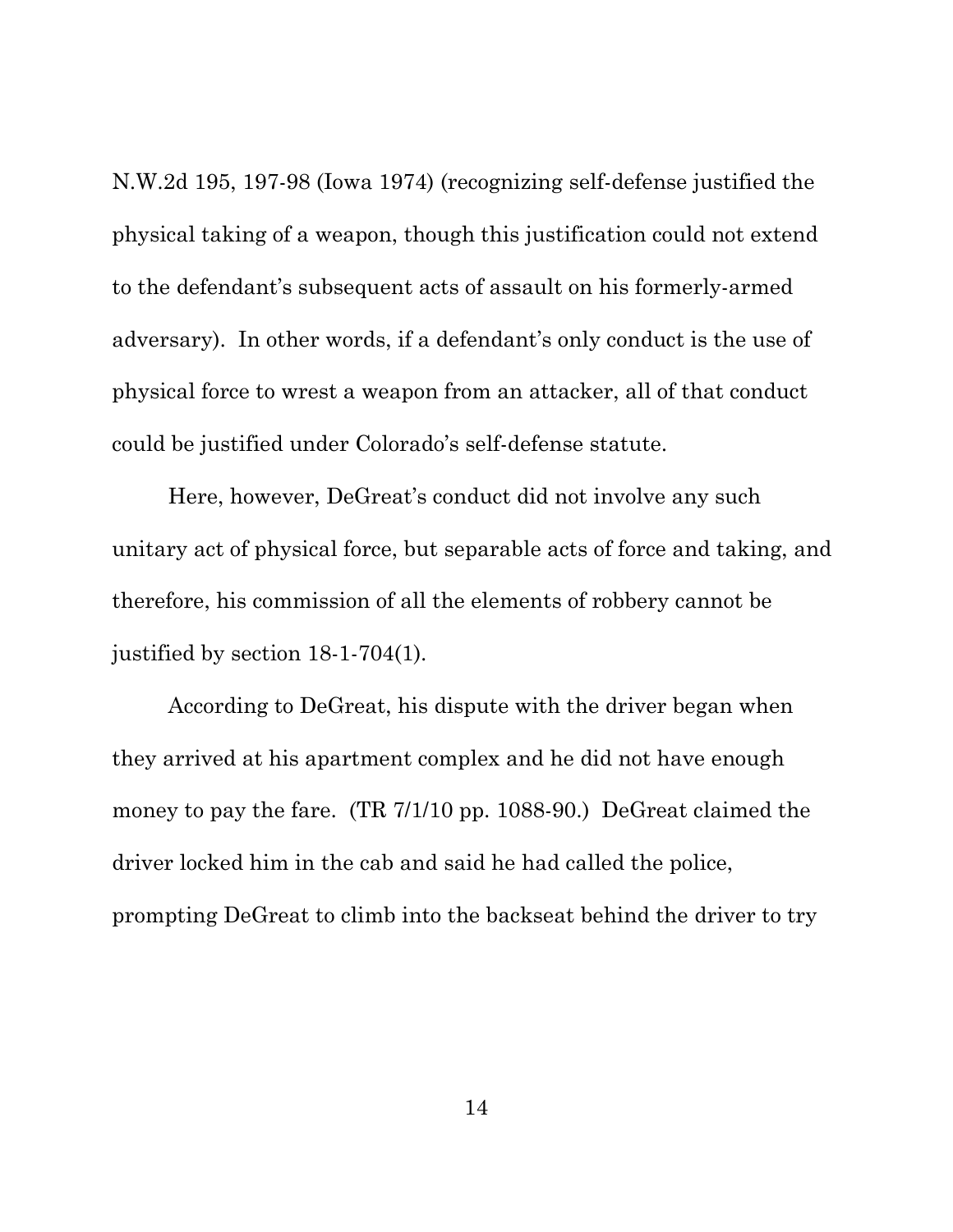N.W.2d 195, 197-98 (Iowa 1974) (recognizing self-defense justified the physical taking of a weapon, though this justification could not extend to the defendant's subsequent acts of assault on his formerly-armed adversary). In other words, if a defendant's only conduct is the use of physical force to wrest a weapon from an attacker, all of that conduct could be justified under Colorado's self-defense statute.

Here, however, DeGreat's conduct did not involve any such unitary act of physical force, but separable acts of force and taking, and therefore, his commission of all the elements of robbery cannot be justified by section 18-1-704(1).

According to DeGreat, his dispute with the driver began when they arrived at his apartment complex and he did not have enough money to pay the fare. (TR 7/1/10 pp. 1088-90.) DeGreat claimed the driver locked him in the cab and said he had called the police, prompting DeGreat to climb into the backseat behind the driver to try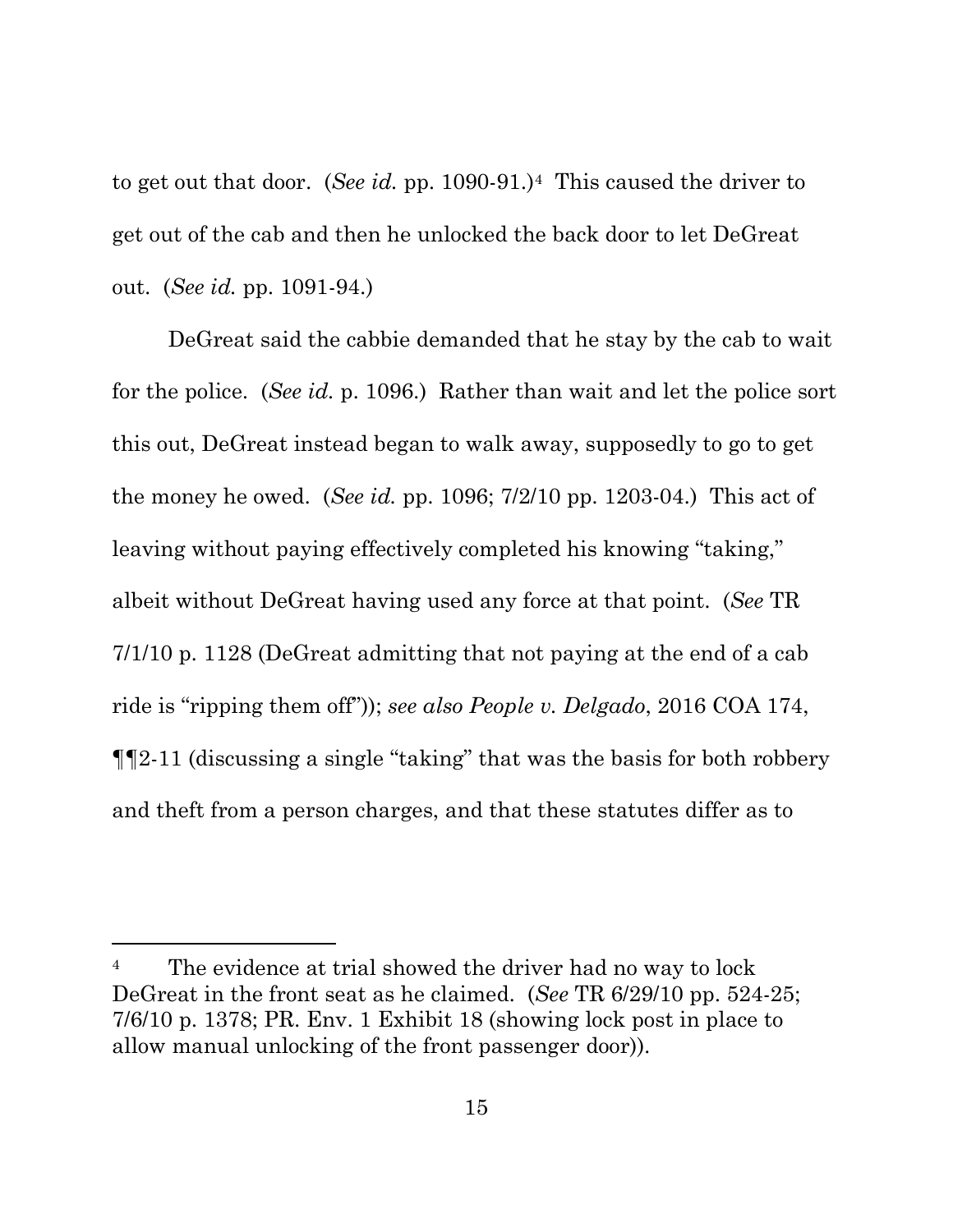to get out that door. (*See id.* pp. 1090-91.)[4] This caused the driver to get out of the cab and then he unlocked the back door to let DeGreat out. (*See id.* pp. 1091-94.)

DeGreat said the cabbie demanded that he stay by the cab to wait for the police. (*See id.* p. 1096.) Rather than wait and let the police sort this out, DeGreat instead began to walk away, supposedly to go to get the money he owed. (*See id.* pp. 1096; 7/2/10 pp. 1203-04.) This act of leaving without paying effectively completed his knowing "taking," albeit without DeGreat having used any force at that point. (*See* TR 7/1/10 p. 1128 (DeGreat admitting that not paying at the end of a cab ride is "ripping them off")); *see also People v. Delgado*, 2016 COA 174, ¶¶2-11 (discussing a single "taking" that was the basis for both robbery and theft from a person charges, and that these statutes differ as to

---

[4] The evidence at trial showed the driver had no way to lock DeGreat in the front seat as he claimed. (*See* TR 6/29/10 pp. 524-25; 7/6/10 p. 1378; PR. Env. 1 Exhibit 18 (showing lock post in place to allow manual unlocking of the front passenger door)).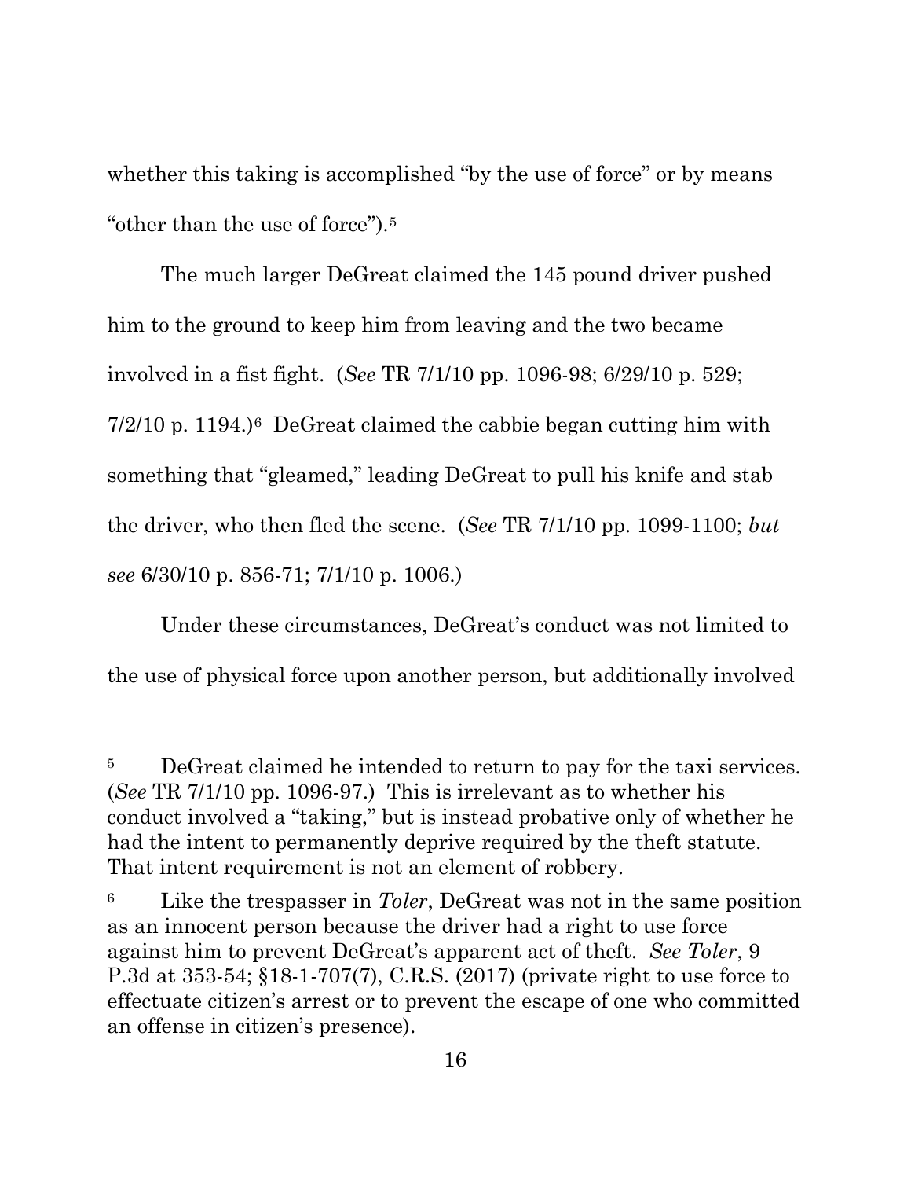whether this taking is accomplished "by the use of force" or by means "other than the use of force").[5]

The much larger DeGreat claimed the 145 pound driver pushed him to the ground to keep him from leaving and the two became involved in a fist fight. (*See* TR 7/1/10 pp. 1096-98; 6/29/10 p. 529; 7/2/10 p. 1194.)[6] DeGreat claimed the cabbie began cutting him with something that "gleamed," leading DeGreat to pull his knife and stab the driver, who then fled the scene. (*See* TR 7/1/10 pp. 1099-1100; *but see* 6/30/10 p. 856-71; 7/1/10 p. 1006.)

Under these circumstances, DeGreat's conduct was not limited to the use of physical force upon another person, but additionally involved

---

[5] DeGreat claimed he intended to return to pay for the taxi services. (*See* TR 7/1/10 pp. 1096-97.) This is irrelevant as to whether his conduct involved a "taking," but is instead probative only of whether he had the intent to permanently deprive required by the theft statute. That intent requirement is not an element of robbery.

[6] Like the trespasser in *Toler*, DeGreat was not in the same position as an innocent person because the driver had a right to use force against him to prevent DeGreat's apparent act of theft. *See Toler*, 9 P.3d at 353-54; §18-1-707(7), C.R.S. (2017) (private right to use force to effectuate citizen's arrest or to prevent the escape of one who committed an offense in citizen's presence).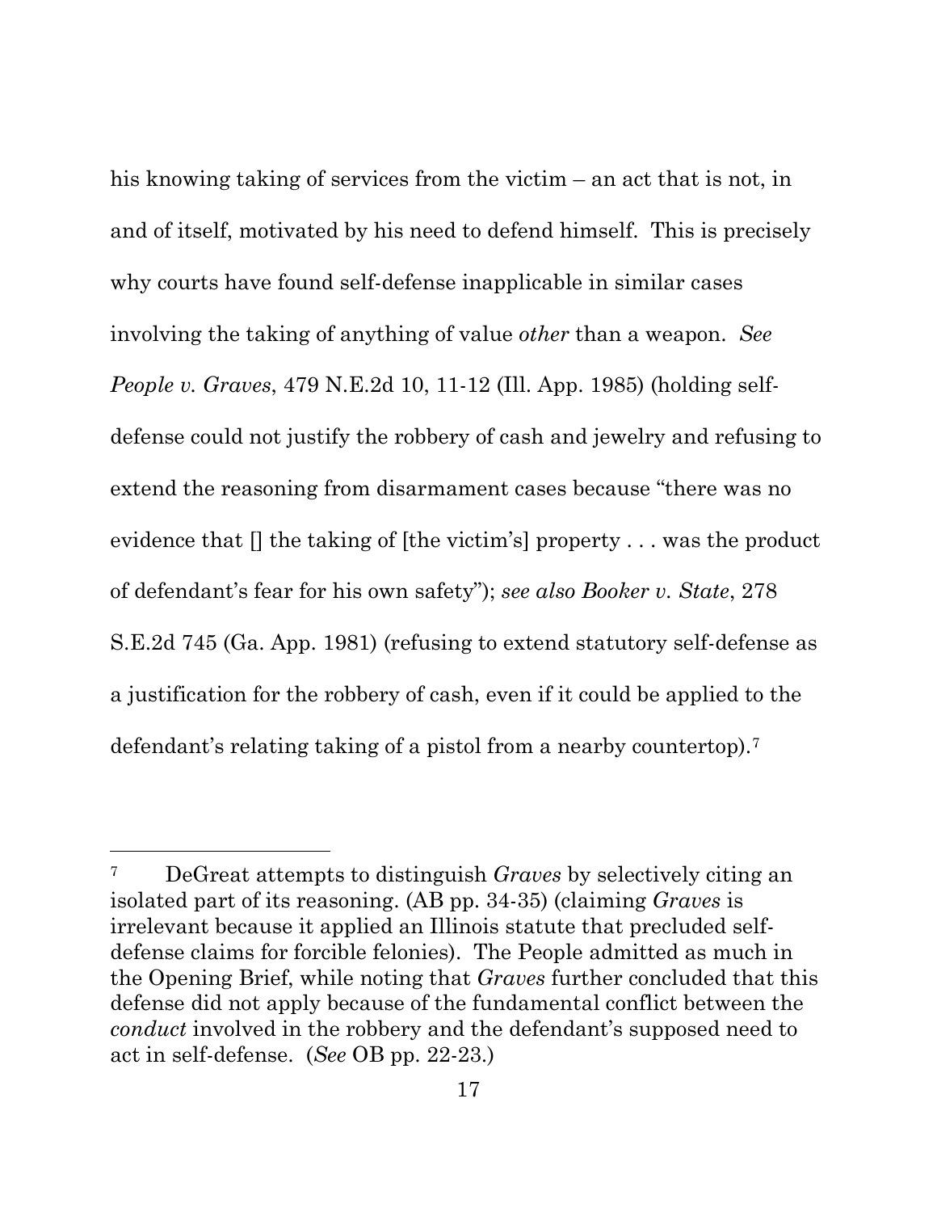his knowing taking of services from the victim – an act that is not, in and of itself, motivated by his need to defend himself. This is precisely why courts have found self-defense inapplicable in similar cases involving the taking of anything of value *other* than a weapon. *See People v. Graves*, 479 N.E.2d 10, 11-12 (Ill. App. 1985) (holding self-defense could not justify the robbery of cash and jewelry and refusing to extend the reasoning from disarmament cases because "there was no evidence that [] the taking of [the victim's] property . . . was the product of defendant's fear for his own safety"); *see also Booker v. State*, 278 S.E.2d 745 (Ga. App. 1981) (refusing to extend statutory self-defense as a justification for the robbery of cash, even if it could be applied to the defendant's relating taking of a pistol from a nearby countertop).[7]

---

[7] DeGreat attempts to distinguish *Graves* by selectively citing an isolated part of its reasoning. (AB pp. 34-35) (claiming *Graves* is irrelevant because it applied an Illinois statute that precluded self-defense claims for forcible felonies). The People admitted as much in the Opening Brief, while noting that *Graves* further concluded that this defense did not apply because of the fundamental conflict between the *conduct* involved in the robbery and the defendant's supposed need to act in self-defense. (*See* OB pp. 22-23.)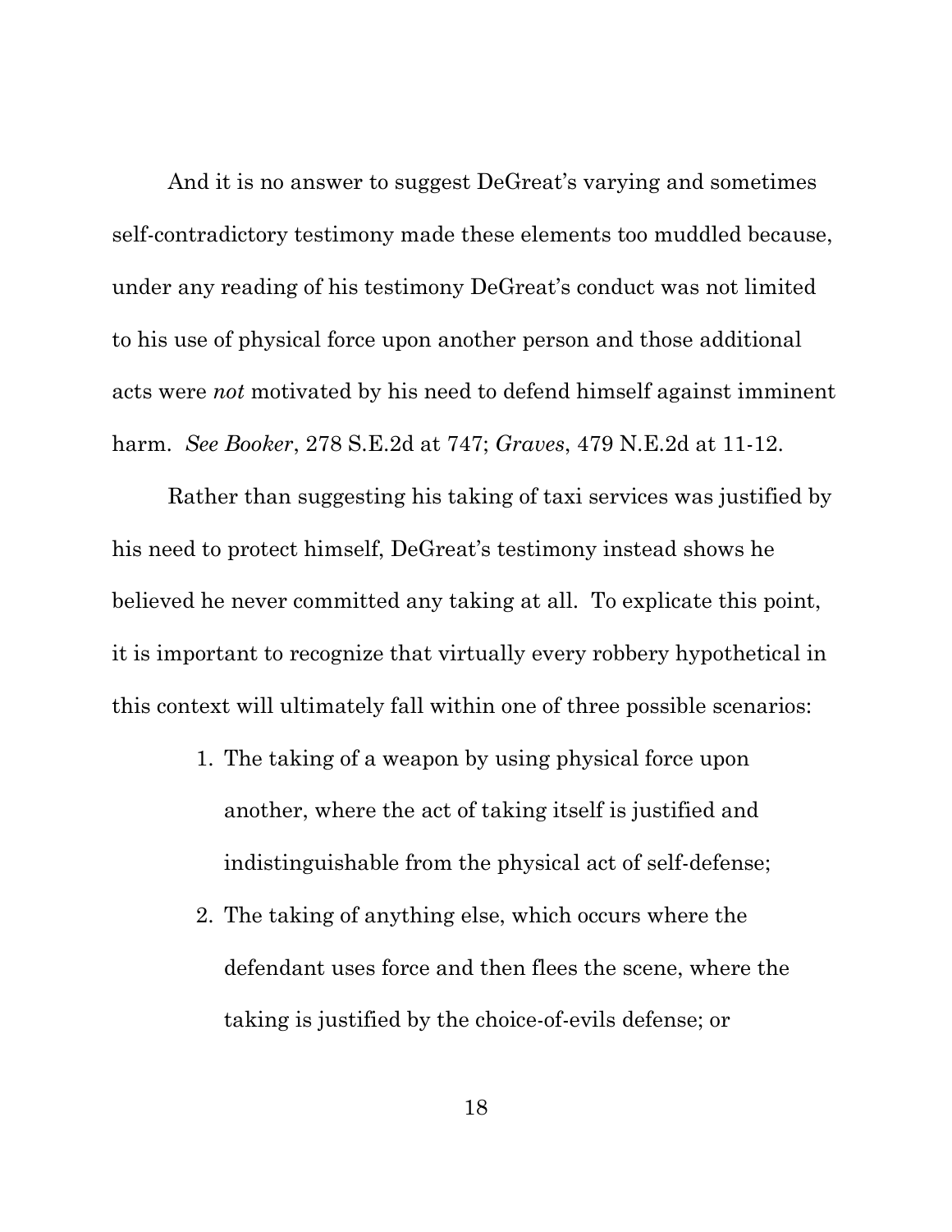And it is no answer to suggest DeGreat's varying and sometimes self-contradictory testimony made these elements too muddled because, under any reading of his testimony DeGreat's conduct was not limited to his use of physical force upon another person and those additional acts were *not* motivated by his need to defend himself against imminent harm. *See Booker*, 278 S.E.2d at 747; *Graves*, 479 N.E.2d at 11-12.

Rather than suggesting his taking of taxi services was justified by his need to protect himself, DeGreat's testimony instead shows he believed he never committed any taking at all. To explicate this point, it is important to recognize that virtually every robbery hypothetical in this context will ultimately fall within one of three possible scenarios:

1. The taking of a weapon by using physical force upon another, where the act of taking itself is justified and indistinguishable from the physical act of self-defense;
2. The taking of anything else, which occurs where the defendant uses force and then flees the scene, where the taking is justified by the choice-of-evils defense; or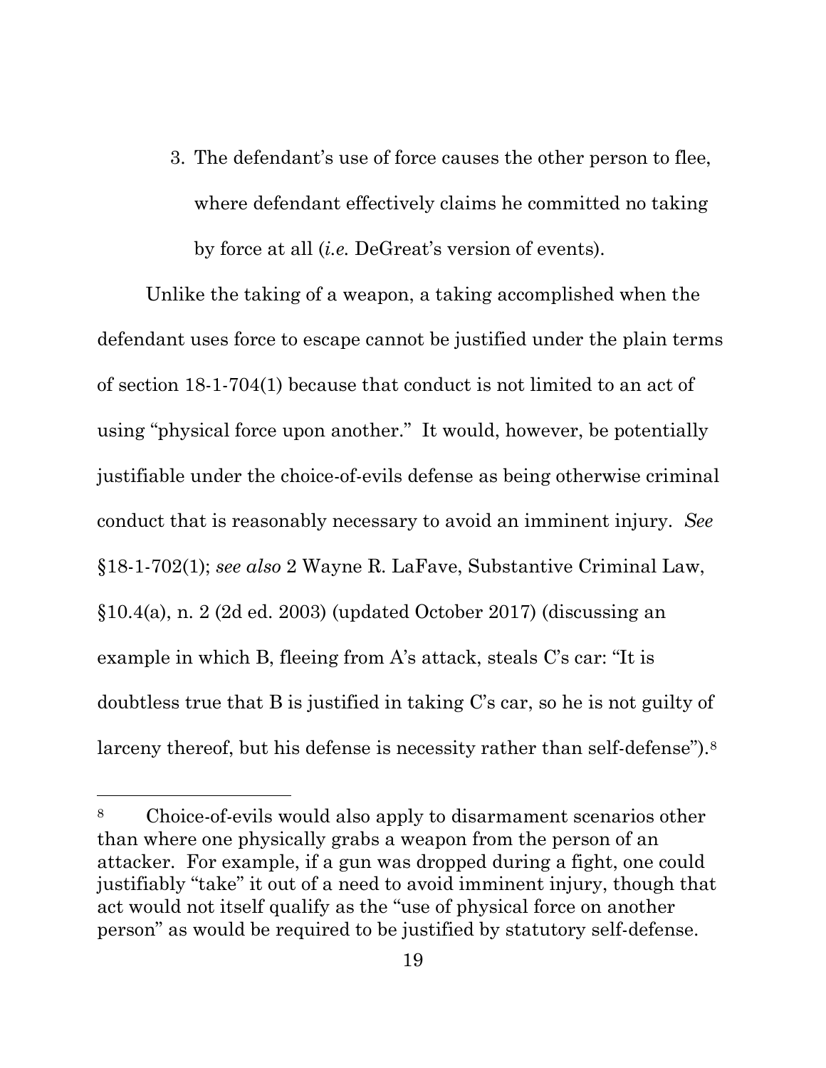3. The defendant's use of force causes the other person to flee, where defendant effectively claims he committed no taking by force at all (*i.e.* DeGreat's version of events).

Unlike the taking of a weapon, a taking accomplished when the defendant uses force to escape cannot be justified under the plain terms of section 18-1-704(1) because that conduct is not limited to an act of using "physical force upon another." It would, however, be potentially justifiable under the choice-of-evils defense as being otherwise criminal conduct that is reasonably necessary to avoid an imminent injury. *See* §18-1-702(1); *see also* 2 Wayne R. LaFave, Substantive Criminal Law, §10.4(a), n. 2 (2d ed. 2003) (updated October 2017) (discussing an example in which B, fleeing from A's attack, steals C's car: "It is doubtless true that B is justified in taking C's car, so he is not guilty of larceny thereof, but his defense is necessity rather than self-defense").[8]

---

[8] Choice-of-evils would also apply to disarmament scenarios other than where one physically grabs a weapon from the person of an attacker. For example, if a gun was dropped during a fight, one could justifiably "take" it out of a need to avoid imminent injury, though that act would not itself qualify as the "use of physical force on another person" as would be required to be justified by statutory self-defense.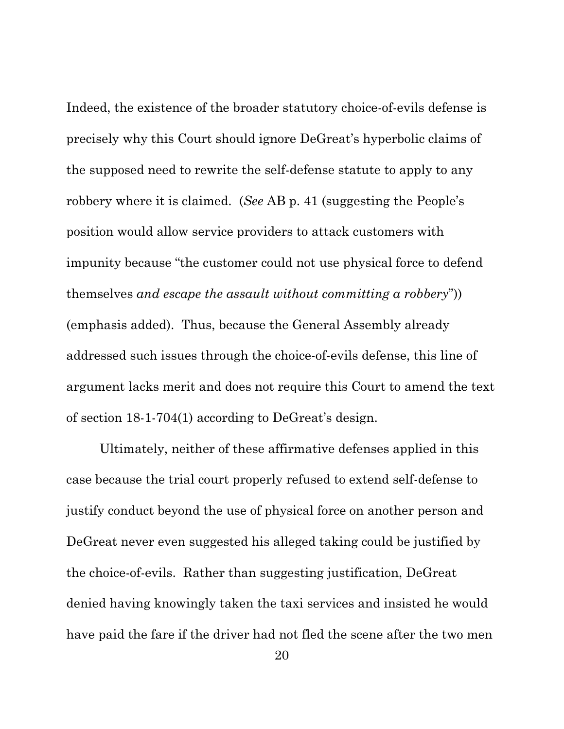Indeed, the existence of the broader statutory choice-of-evils defense is precisely why this Court should ignore DeGreat's hyperbolic claims of the supposed need to rewrite the self-defense statute to apply to any robbery where it is claimed. (*See* AB p. 41 (suggesting the People's position would allow service providers to attack customers with impunity because "the customer could not use physical force to defend themselves *and escape the assault without committing a robbery*")) (emphasis added). Thus, because the General Assembly already addressed such issues through the choice-of-evils defense, this line of argument lacks merit and does not require this Court to amend the text of section 18-1-704(1) according to DeGreat's design.

Ultimately, neither of these affirmative defenses applied in this case because the trial court properly refused to extend self-defense to justify conduct beyond the use of physical force on another person and DeGreat never even suggested his alleged taking could be justified by the choice-of-evils. Rather than suggesting justification, DeGreat denied having knowingly taken the taxi services and insisted he would have paid the fare if the driver had not fled the scene after the two men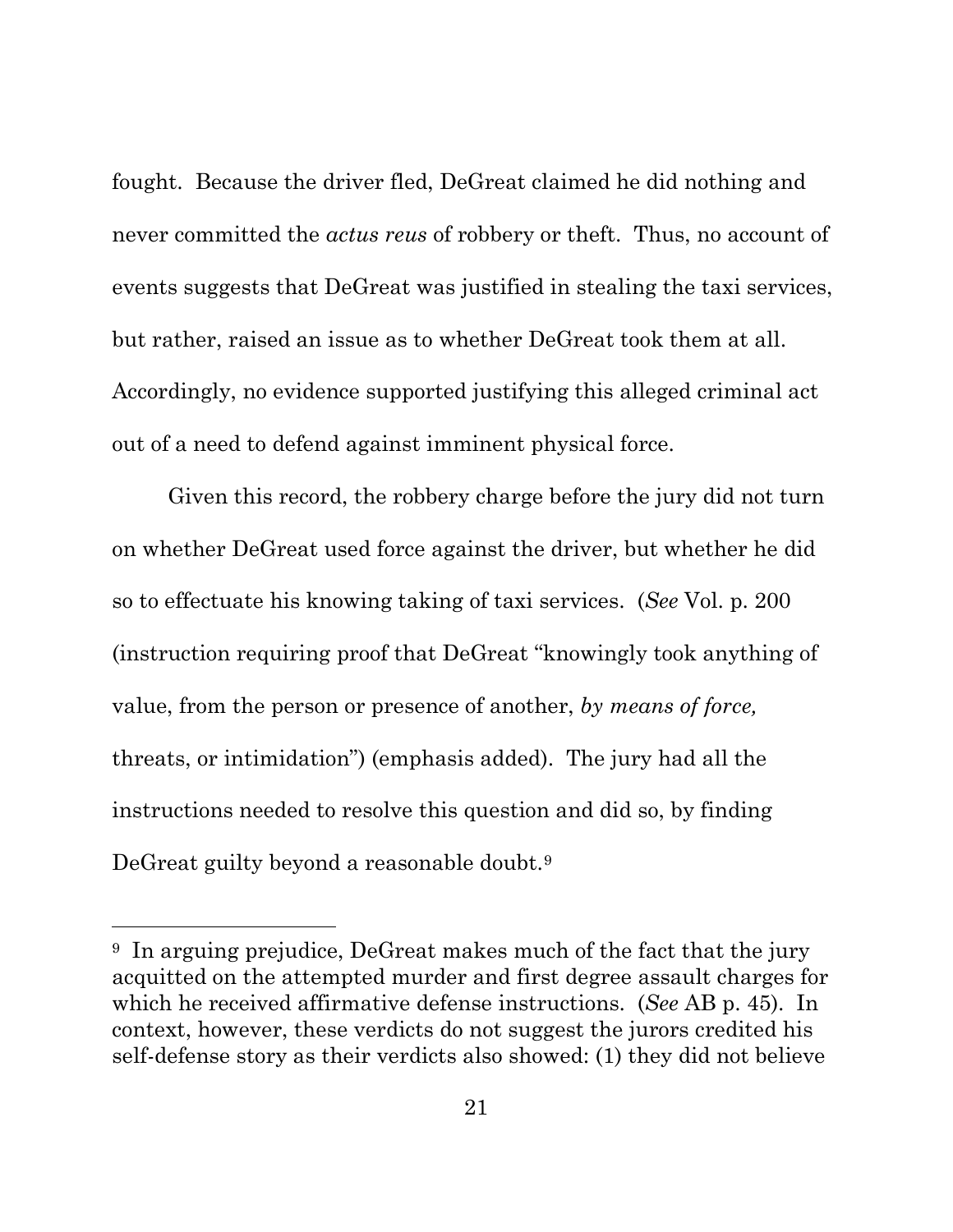fought. Because the driver fled, DeGreat claimed he did nothing and never committed the *actus reus* of robbery or theft. Thus, no account of events suggests that DeGreat was justified in stealing the taxi services, but rather, raised an issue as to whether DeGreat took them at all. Accordingly, no evidence supported justifying this alleged criminal act out of a need to defend against imminent physical force.

Given this record, the robbery charge before the jury did not turn on whether DeGreat used force against the driver, but whether he did so to effectuate his knowing taking of taxi services. (*See* Vol. p. 200 (instruction requiring proof that DeGreat "knowingly took anything of value, from the person or presence of another, *by means of force,* threats, or intimidation") (emphasis added). The jury had all the instructions needed to resolve this question and did so, by finding DeGreat guilty beyond a reasonable doubt.[9]

---

[9] In arguing prejudice, DeGreat makes much of the fact that the jury acquitted on the attempted murder and first degree assault charges for which he received affirmative defense instructions. (*See* AB p. 45). In context, however, these verdicts do not suggest the jurors credited his self-defense story as their verdicts also showed: (1) they did not believe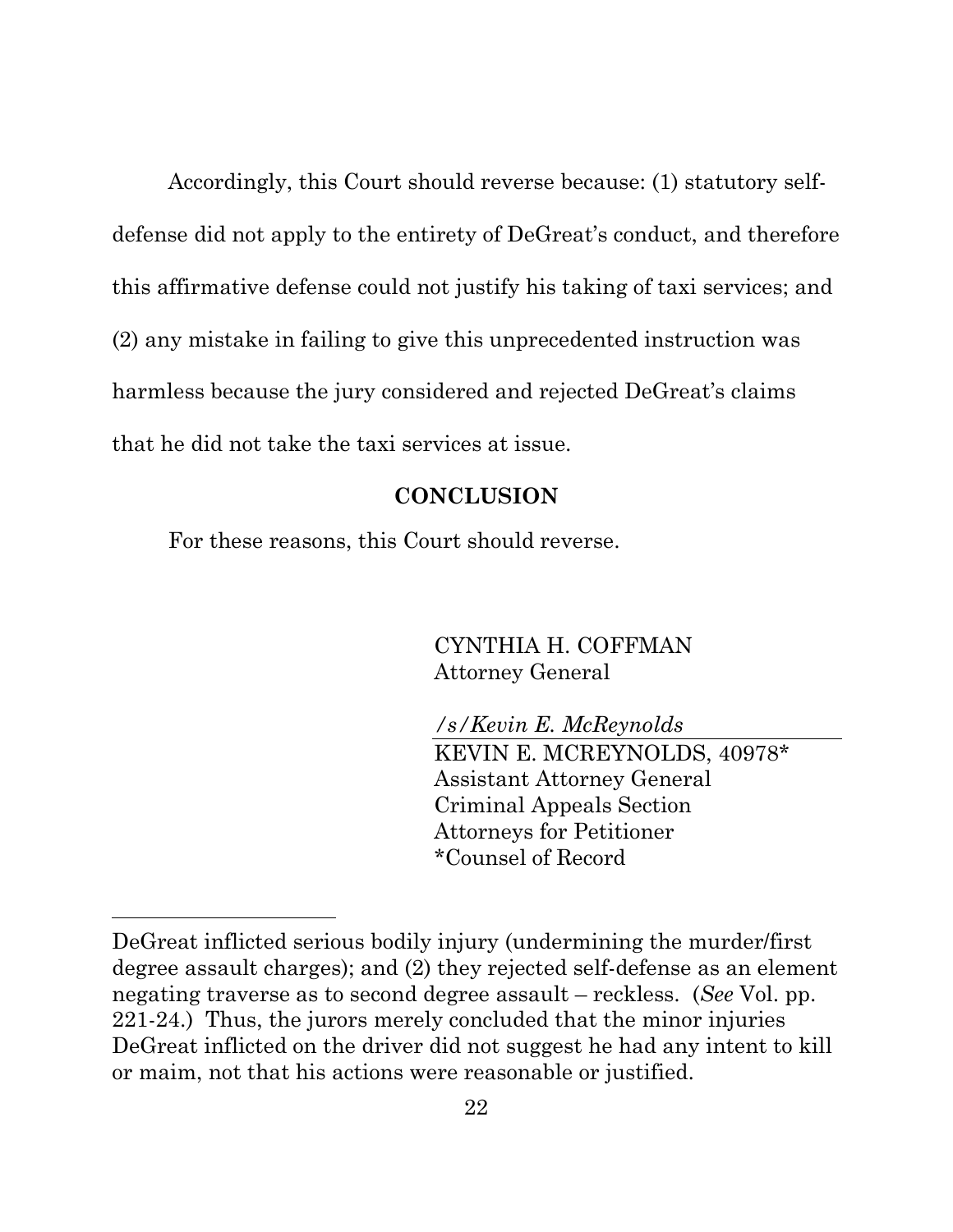Accordingly, this Court should reverse because: (1) statutory self-defense did not apply to the entirety of DeGreat's conduct, and therefore this affirmative defense could not justify his taking of taxi services; and (2) any mistake in failing to give this unprecedented instruction was harmless because the jury considered and rejected DeGreat's claims that he did not take the taxi services at issue.

## CONCLUSION

For these reasons, this Court should reverse.

CYNTHIA H. COFFMAN
Attorney General

*/s/Kevin E. McReynolds*
KEVIN E. MCREYNOLDS, 40978*
Assistant Attorney General
Criminal Appeals Section
Attorneys for Petitioner
*Counsel of Record

---

DeGreat inflicted serious bodily injury (undermining the murder/first degree assault charges); and (2) they rejected self-defense as an element negating traverse as to second degree assault – reckless. (*See* Vol. pp. 221-24.) Thus, the jurors merely concluded that the minor injuries DeGreat inflicted on the driver did not suggest he had any intent to kill or maim, not that his actions were reasonable or justified.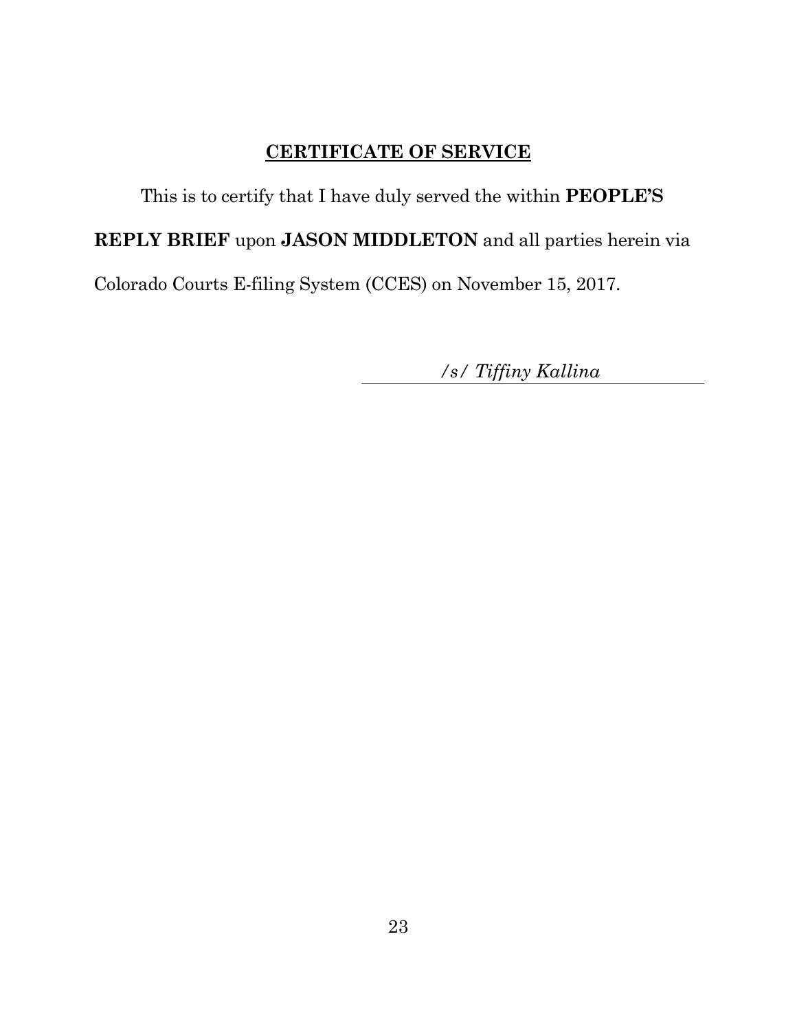## CERTIFICATE OF SERVICE

This is to certify that I have duly served the within **PEOPLE'S REPLY BRIEF** upon **JASON MIDDLETON** and all parties herein via Colorado Courts E-filing System (CCES) on November 15, 2017.

*/s/ Tiffiny Kallina*